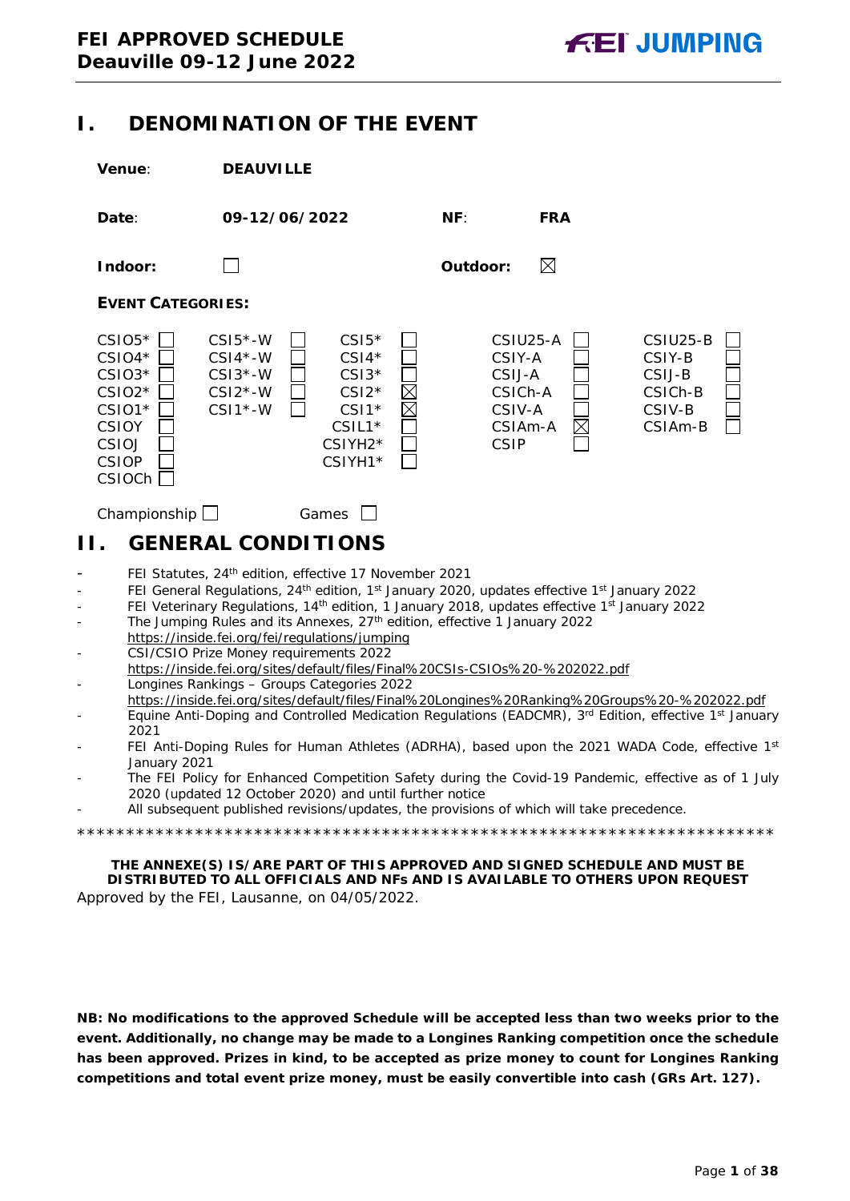# FEI APPROVED SCHEDULE
**Deauville 09-12 June 2022**

## I. DENOMINATION OF THE EVENT

**Venue**: **DEAUVILLE**

**Date**: **09-12/06/2022** **NF**: **FRA**

**Indoor**: ☐ **Outdoor**: ☒

**EVENT CATEGORIES:**

| | | | | | | | | | |
|---|---|---|---|---|---|---|---|---|---|
| CSIO5* | ☐ | CSI5*-W | ☐ | CSI5* | ☐ | CSIU25-A | ☐ | CSIU25-B | ☐ |
| CSIO4* | ☐ | CSI4*-W | ☐ | CSI4* | ☐ | CSIY-A | ☐ | CSIY-B | ☐ |
| CSIO3* | ☐ | CSI3*-W | ☐ | CSI3* | ☐ | CSIJ-A | ☐ | CSIJ-B | ☐ |
| CSIO2* | ☐ | CSI2*-W | ☐ | CSI2* | ☒ | CSICh-A | ☐ | CSICh-B | ☐ |
| CSIO1* | ☐ | CSI1*-W | ☐ | CSI1* | ☒ | CSIV-A | ☐ | CSIV-B | ☐ |
| CSIOY | ☐ | | | CSIL1* | ☐ | CSIAm-A | ☒ | CSIAm-B | ☐ |
| CSIOJ | ☐ | | | CSIYH2* | ☐ | CSIP | ☐ | | |
| CSIOP | ☐ | | | CSIYH1* | ☐ | | | | |
| CSIOCh | ☐ | | | | | | | | |

Championship ☐ Games ☐

## II. GENERAL CONDITIONS

- FEI Statutes, 24th edition, effective 17 November 2021
- FEI General Regulations, 24th edition, 1st January 2020, updates effective 1st January 2022
- FEI Veterinary Regulations, 14th edition, 1 January 2018, updates effective 1st January 2022
- The Jumping Rules and its Annexes, 27th edition, effective 1 January 2022
  https://inside.fei.org/fei/regulations/jumping
- CSI/CSIO Prize Money requirements 2022
  https://inside.fei.org/sites/default/files/Final%20CSIs-CSIOs%20-%202022.pdf
- Longines Rankings – Groups Categories 2022
  https://inside.fei.org/sites/default/files/Final%20Longines%20Ranking%20Groups%20-%202022.pdf
- Equine Anti-Doping and Controlled Medication Regulations (EADCMR), 3rd Edition, effective 1st January 2021
- FEI Anti-Doping Rules for Human Athletes (ADRHA), based upon the 2021 WADA Code, effective 1st January 2021
- The FEI Policy for Enhanced Competition Safety during the Covid-19 Pandemic, effective as of 1 July 2020 (updated 12 October 2020) and until further notice
- All subsequent published revisions/updates, the provisions of which will take precedence.

*************************************************************************

**THE ANNEXE(S) IS/ARE PART OF THIS APPROVED AND SIGNED SCHEDULE AND MUST BE DISTRIBUTED TO ALL OFFICIALS AND NFs AND IS AVAILABLE TO OTHERS UPON REQUEST**

Approved by the FEI, Lausanne, on 04/05/2022.

**NB: No modifications to the approved Schedule will be accepted less than two weeks prior to the event. Additionally, no change may be made to a Longines Ranking competition once the schedule has been approved. Prizes in kind, to be accepted as prize money to count for Longines Ranking competitions and total event prize money, must be easily convertible into cash (GRs Art. 127).**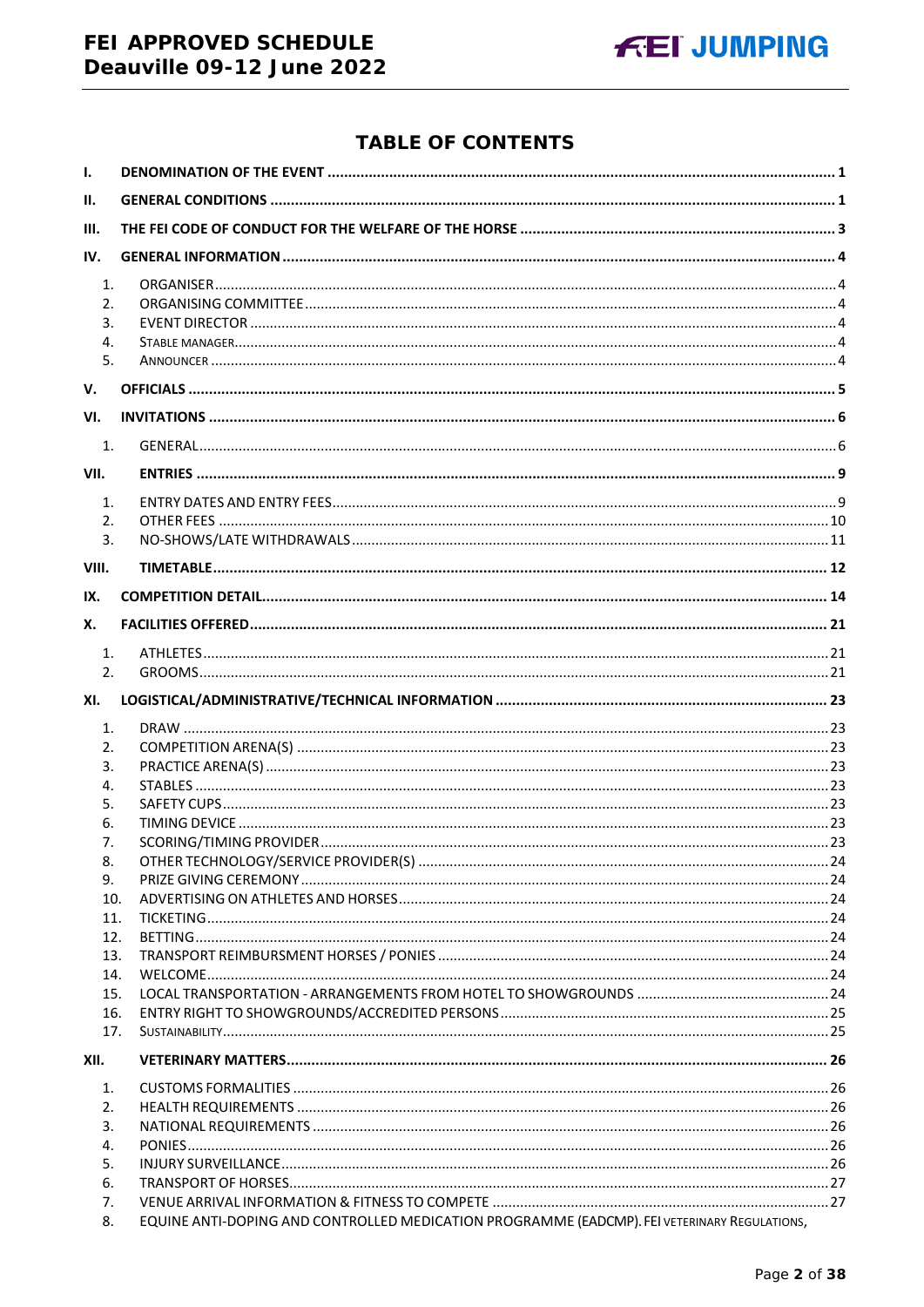# TABLE OF CONTENTS

I. DENOMINATION OF THE EVENT ..... 1

II. GENERAL CONDITIONS ..... 1

III. THE FEI CODE OF CONDUCT FOR THE WELFARE OF THE HORSE ..... 3

IV. GENERAL INFORMATION ..... 4

1. ORGANISER ..... 4
2. ORGANISING COMMITTEE ..... 4
3. EVENT DIRECTOR ..... 4
4. STABLE MANAGER ..... 4
5. ANNOUNCER ..... 4

V. OFFICIALS ..... 5

VI. INVITATIONS ..... 6

1. GENERAL ..... 6

VII. ENTRIES ..... 9

1. ENTRY DATES AND ENTRY FEES ..... 9
2. OTHER FEES ..... 10
3. NO-SHOWS/LATE WITHDRAWALS ..... 11

VIII. TIMETABLE ..... 12

IX. COMPETITION DETAIL ..... 14

X. FACILITIES OFFERED ..... 21

1. ATHLETES ..... 21
2. GROOMS ..... 21

XI. LOGISTICAL/ADMINISTRATIVE/TECHNICAL INFORMATION ..... 23

1. DRAW ..... 23
2. COMPETITION ARENA(S) ..... 23
3. PRACTICE ARENA(S) ..... 23
4. STABLES ..... 23
5. SAFETY CUPS ..... 23
6. TIMING DEVICE ..... 23
7. SCORING/TIMING PROVIDER ..... 23
8. OTHER TECHNOLOGY/SERVICE PROVIDER(S) ..... 24
9. PRIZE GIVING CEREMONY ..... 24
10. ADVERTISING ON ATHLETES AND HORSES ..... 24
11. TICKETING ..... 24
12. BETTING ..... 24
13. TRANSPORT REIMBURSMENT HORSES / PONIES ..... 24
14. WELCOME ..... 24
15. LOCAL TRANSPORTATION - ARRANGEMENTS FROM HOTEL TO SHOWGROUNDS ..... 24
16. ENTRY RIGHT TO SHOWGROUNDS/ACCREDITED PERSONS ..... 25
17. SUSTAINABILITY ..... 25

XII. VETERINARY MATTERS ..... 26

1. CUSTOMS FORMALITIES ..... 26
2. HEALTH REQUIREMENTS ..... 26
3. NATIONAL REQUIREMENTS ..... 26
4. PONIES ..... 26
5. INJURY SURVEILLANCE ..... 26
6. TRANSPORT OF HORSES ..... 27
7. VENUE ARRIVAL INFORMATION & FITNESS TO COMPETE ..... 27
8. EQUINE ANTI-DOPING AND CONTROLLED MEDICATION PROGRAMME (EADCMP). FEI VETERINARY REGULATIONS,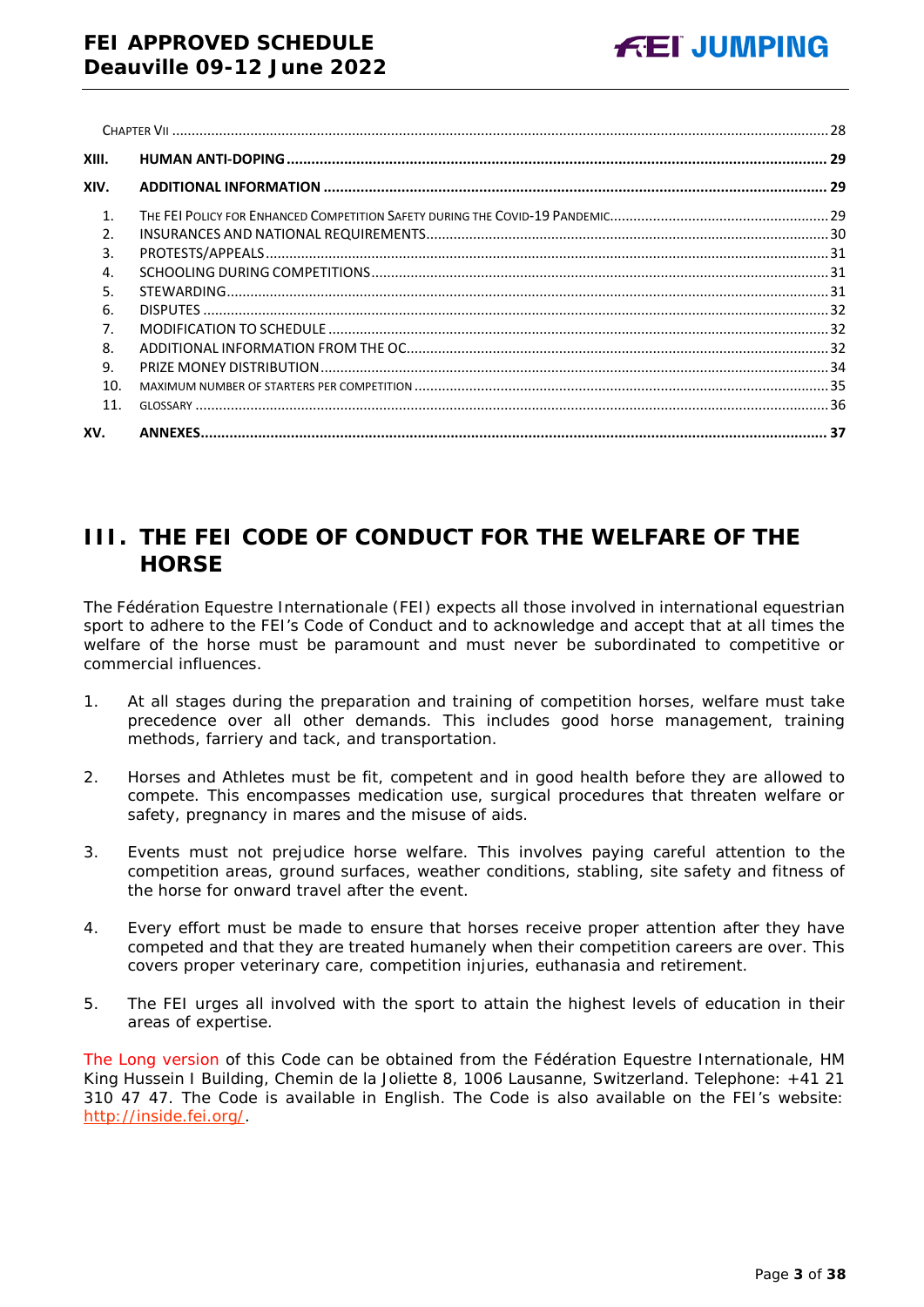CHAPTER VII ........................................................................................................................................................................28

**XIII. HUMAN ANTI-DOPING ........................................................................................................................................ 29**

**XIV. ADDITIONAL INFORMATION .................................................................................................................................. 29**

1. THE FEI POLICY FOR ENHANCED COMPETITION SAFETY DURING THE COVID-19 PANDEMIC........................................................29
2. INSURANCES AND NATIONAL REQUIREMENTS......................................................................................................30
3. PROTESTS/APPEALS..............................................................................................................................................31
4. SCHOOLING DURING COMPETITIONS.....................................................................................................................31
5. STEWARDING.........................................................................................................................................................31
6. DISPUTES ..............................................................................................................................................................32
7. MODIFICATION TO SCHEDULE ................................................................................................................................32
8. ADDITIONAL INFORMATION FROM THE OC.............................................................................................................32
9. PRIZE MONEY DISTRIBUTION..................................................................................................................................34
10. MAXIMUM NUMBER OF STARTERS PER COMPETITION ..........................................................................................35
11. GLOSSARY ..............................................................................................................................................................36

**XV. ANNEXES............................................................................................................................................................. 37**

# III. THE FEI CODE OF CONDUCT FOR THE WELFARE OF THE HORSE

The Fédération Equestre Internationale (FEI) expects all those involved in international equestrian sport to adhere to the FEI's Code of Conduct and to acknowledge and accept that at all times the welfare of the horse must be paramount and must never be subordinated to competitive or commercial influences.

1. At all stages during the preparation and training of competition horses, welfare must take precedence over all other demands. This includes good horse management, training methods, farriery and tack, and transportation.

2. Horses and Athletes must be fit, competent and in good health before they are allowed to compete. This encompasses medication use, surgical procedures that threaten welfare or safety, pregnancy in mares and the misuse of aids.

3. Events must not prejudice horse welfare. This involves paying careful attention to the competition areas, ground surfaces, weather conditions, stabling, site safety and fitness of the horse for onward travel after the event.

4. Every effort must be made to ensure that horses receive proper attention after they have competed and that they are treated humanely when their competition careers are over. This covers proper veterinary care, competition injuries, euthanasia and retirement.

5. The FEI urges all involved with the sport to attain the highest levels of education in their areas of expertise.

The Long version of this Code can be obtained from the Fédération Equestre Internationale, HM King Hussein I Building, Chemin de la Joliette 8, 1006 Lausanne, Switzerland. Telephone: +41 21 310 47 47. The Code is available in English. The Code is also available on the FEI's website: http://inside.fei.org/.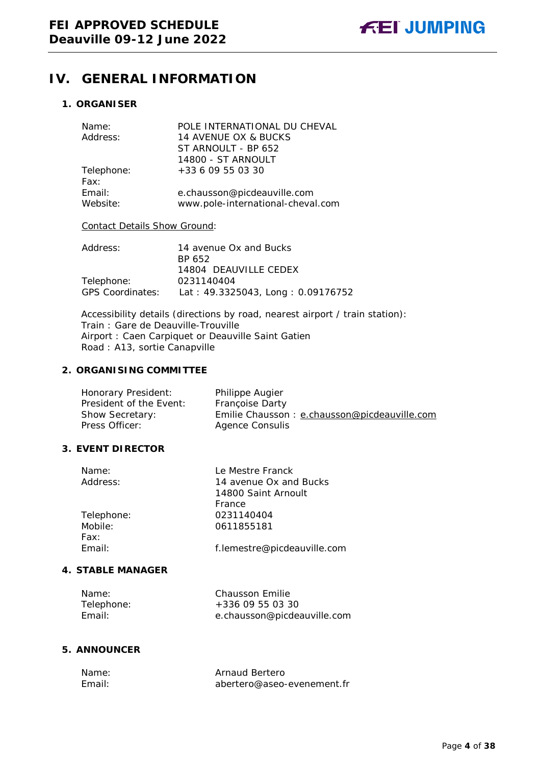# IV. GENERAL INFORMATION

## 1. ORGANISER

| | |
|---|---|
| Name: | POLE INTERNATIONAL DU CHEVAL |
| Address: | 14 AVENUE OX & BUCKS<br>ST ARNOULT - BP 652<br>14800 - ST ARNOULT |
| Telephone: | +33 6 09 55 03 30 |
| Fax: | |
| Email: | e.chausson@picdeauville.com |
| Website: | www.pole-international-cheval.com |

Contact Details Show Ground:

| | |
|---|---|
| Address: | 14 avenue Ox and Bucks<br>BP 652<br>14804 DEAUVILLE CEDEX |
| Telephone: | 0231140404 |
| GPS Coordinates: | Lat : 49.3325043, Long : 0.09176752 |

Accessibility details (directions by road, nearest airport / train station):
Train : Gare de Deauville-Trouville
Airport : Caen Carpiquet or Deauville Saint Gatien
Road : A13, sortie Canapville

## 2. ORGANISING COMMITTEE

| | |
|---|---|
| Honorary President: | Philippe Augier |
| President of the Event: | Françoise Darty |
| Show Secretary: | Emilie Chausson : e.chausson@picdeauville.com |
| Press Officer: | Agence Consulis |

## 3. EVENT DIRECTOR

| | |
|---|---|
| Name: | Le Mestre Franck |
| Address: | 14 avenue Ox and Bucks<br>14800 Saint Arnoult<br>France |
| Telephone: | 0231140404 |
| Mobile: | 0611855181 |
| Fax: | |
| Email: | f.lemestre@picdeauville.com |

## 4. STABLE MANAGER

| | |
|---|---|
| Name: | Chausson Emilie |
| Telephone: | +336 09 55 03 30 |
| Email: | e.chausson@picdeauville.com |

## 5. ANNOUNCER

| | |
|---|---|
| Name: | Arnaud Bertero |
| Email: | abertero@aseo-evenement.fr |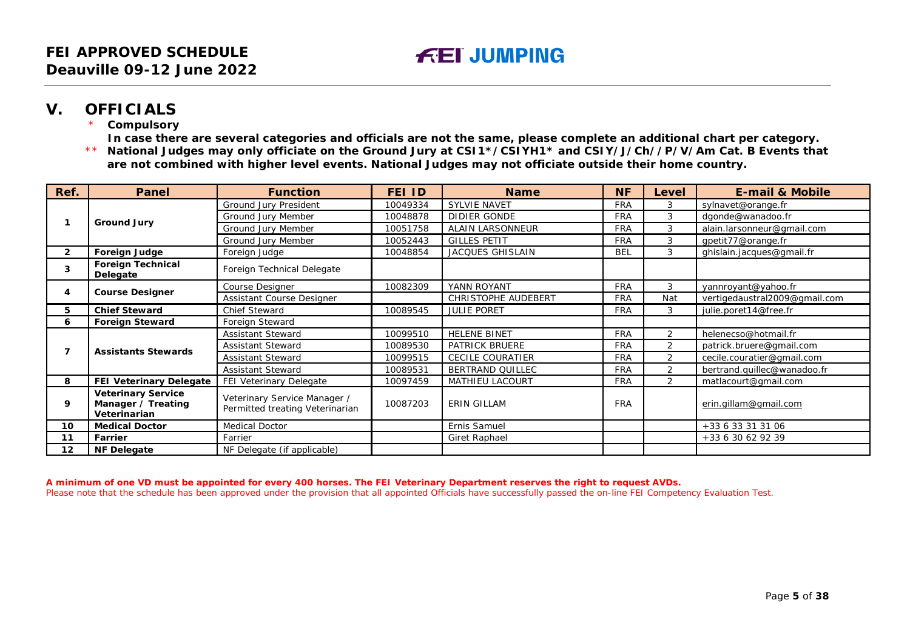## V. OFFICIALS

\* **Compulsory**

**In case there are several categories and officials are not the same, please complete an additional chart per category.**

\*\* **National Judges may only officiate on the Ground Jury at CSI1\*/CSIYH1\* and CSIY/J/Ch//P/V/Am Cat. B Events that are not combined with higher level events. National Judges may not officiate outside their home country.**

| Ref. | Panel | Function | FEI ID | Name | NF | Level | E-mail & Mobile |
|---|---|---|---|---|---|---|---|
| 1 | Ground Jury | Ground Jury President | 10049334 | SYLVIE NAVET | FRA | 3 | sylnavet@orange.fr |
| | | Ground Jury Member | 10048878 | DIDIER GONDE | FRA | 3 | dgonde@wanadoo.fr |
| | | Ground Jury Member | 10051758 | ALAIN LARSONNEUR | FRA | 3 | alain.larsonneur@gmail.com |
| | | Ground Jury Member | 10052443 | GILLES PETIT | FRA | 3 | gpetit77@orange.fr |
| 2 | Foreign Judge | Foreign Judge | 10048854 | JACQUES GHISLAIN | BEL | 3 | ghislain.jacques@gmail.fr |
| 3 | Foreign Technical Delegate | Foreign Technical Delegate | | | | | |
| 4 | Course Designer | Course Designer | 10082309 | YANN ROYANT | FRA | 3 | yannroyant@yahoo.fr |
| | | Assistant Course Designer | | CHRISTOPHE AUDEBERT | FRA | Nat | vertigedaustral2009@gmail.com |
| 5 | Chief Steward | Chief Steward | 10089545 | JULIE PORET | FRA | 3 | julie.poret14@free.fr |
| 6 | Foreign Steward | Foreign Steward | | | | | |
| 7 | Assistants Stewards | Assistant Steward | 10099510 | HELENE BINET | FRA | 2 | helenecso@hotmail.fr |
| | | Assistant Steward | 10089530 | PATRICK BRUERE | FRA | 2 | patrick.bruere@gmail.com |
| | | Assistant Steward | 10099515 | CECILE COURATIER | FRA | 2 | cecile.couratier@gmail.com |
| | | Assistant Steward | 10089531 | BERTRAND QUILLEC | FRA | 2 | bertrand.quillec@wanadoo.fr |
| 8 | FEI Veterinary Delegate | FEI Veterinary Delegate | 10097459 | MATHIEU LACOURT | FRA | 2 | matlacourt@gmail.com |
| 9 | Veterinary Service Manager / Treating Veterinarian | Veterinary Service Manager / Permitted treating Veterinarian | 10087203 | ERIN GILLAM | FRA | | erin.gillam@gmail.com |
| 10 | Medical Doctor | Medical Doctor | | Ernis Samuel | | | +33 6 33 31 31 06 |
| 11 | Farrier | Farrier | | Giret Raphael | | | +33 6 30 62 92 39 |
| 12 | NF Delegate | NF Delegate (if applicable) | | | | | |

**A minimum of one VD must be appointed for every 400 horses. The FEI Veterinary Department reserves the right to request AVDs.**

Please note that the schedule has been approved under the provision that all appointed Officials have successfully passed the on-line FEI Competency Evaluation Test.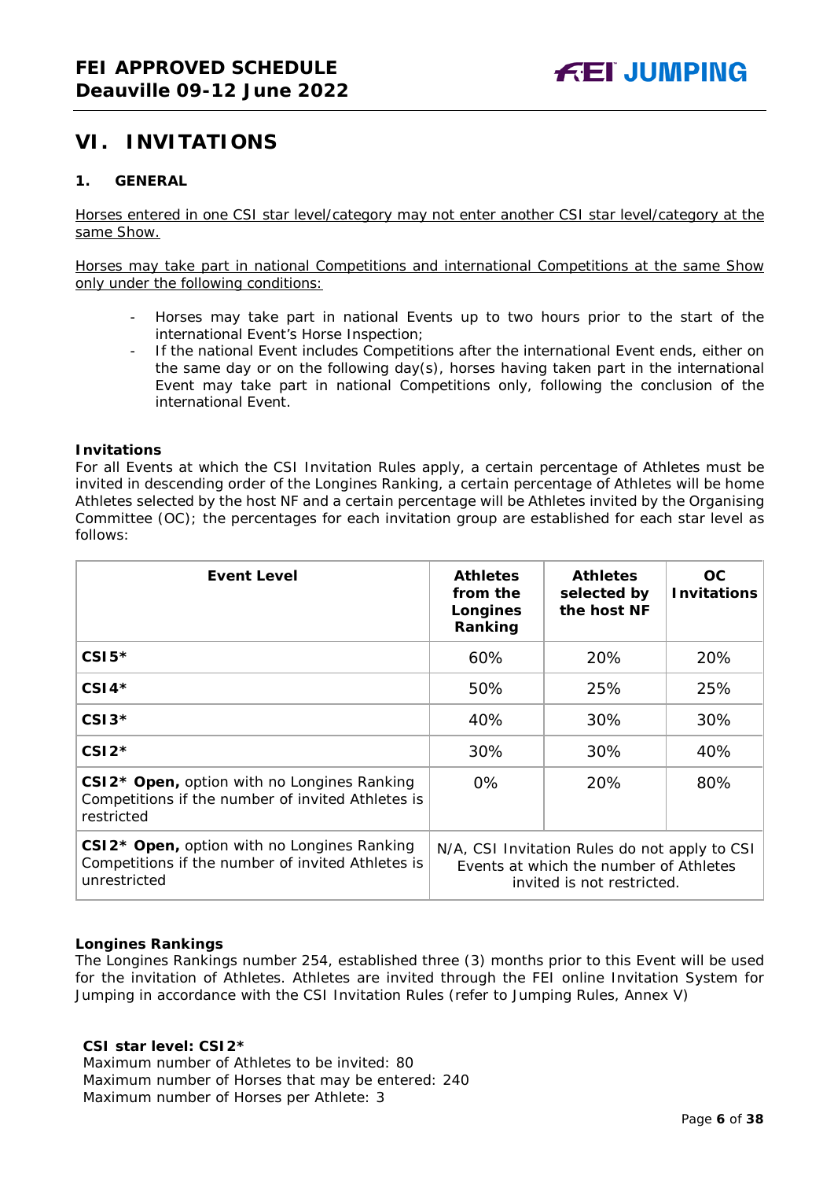## VI. INVITATIONS

### 1. GENERAL

Horses entered in one CSI star level/category may not enter another CSI star level/category at the same Show.

Horses may take part in national Competitions and international Competitions at the same Show only under the following conditions:

- Horses may take part in national Events up to two hours prior to the start of the international Event's Horse Inspection;
- If the national Event includes Competitions after the international Event ends, either on the same day or on the following day(s), horses having taken part in the international Event may take part in national Competitions only, following the conclusion of the international Event.

**Invitations**
For all Events at which the CSI Invitation Rules apply, a certain percentage of Athletes must be invited in descending order of the Longines Ranking, a certain percentage of Athletes will be home Athletes selected by the host NF and a certain percentage will be Athletes invited by the Organising Committee (OC); the percentages for each invitation group are established for each star level as follows:

| Event Level | Athletes from the Longines Ranking | Athletes selected by the host NF | OC Invitations |
|---|---|---|---|
| **CSI5*** | 60% | 20% | 20% |
| **CSI4*** | 50% | 25% | 25% |
| **CSI3*** | 40% | 30% | 30% |
| **CSI2*** | 30% | 30% | 40% |
| **CSI2* Open,** option with no Longines Ranking Competitions if the number of invited Athletes is restricted | 0% | 20% | 80% |
| **CSI2* Open,** option with no Longines Ranking Competitions if the number of invited Athletes is unrestricted | N/A, CSI Invitation Rules do not apply to CSI Events at which the number of Athletes invited is not restricted. | | |

**Longines Rankings**
The Longines Rankings number 254, established three (3) months prior to this Event will be used for the invitation of Athletes. Athletes are invited through the FEI online Invitation System for Jumping in accordance with the CSI Invitation Rules (refer to Jumping Rules, Annex V)

**CSI star level: CSI2***
Maximum number of Athletes to be invited: 80
Maximum number of Horses that may be entered: 240
Maximum number of Horses per Athlete: 3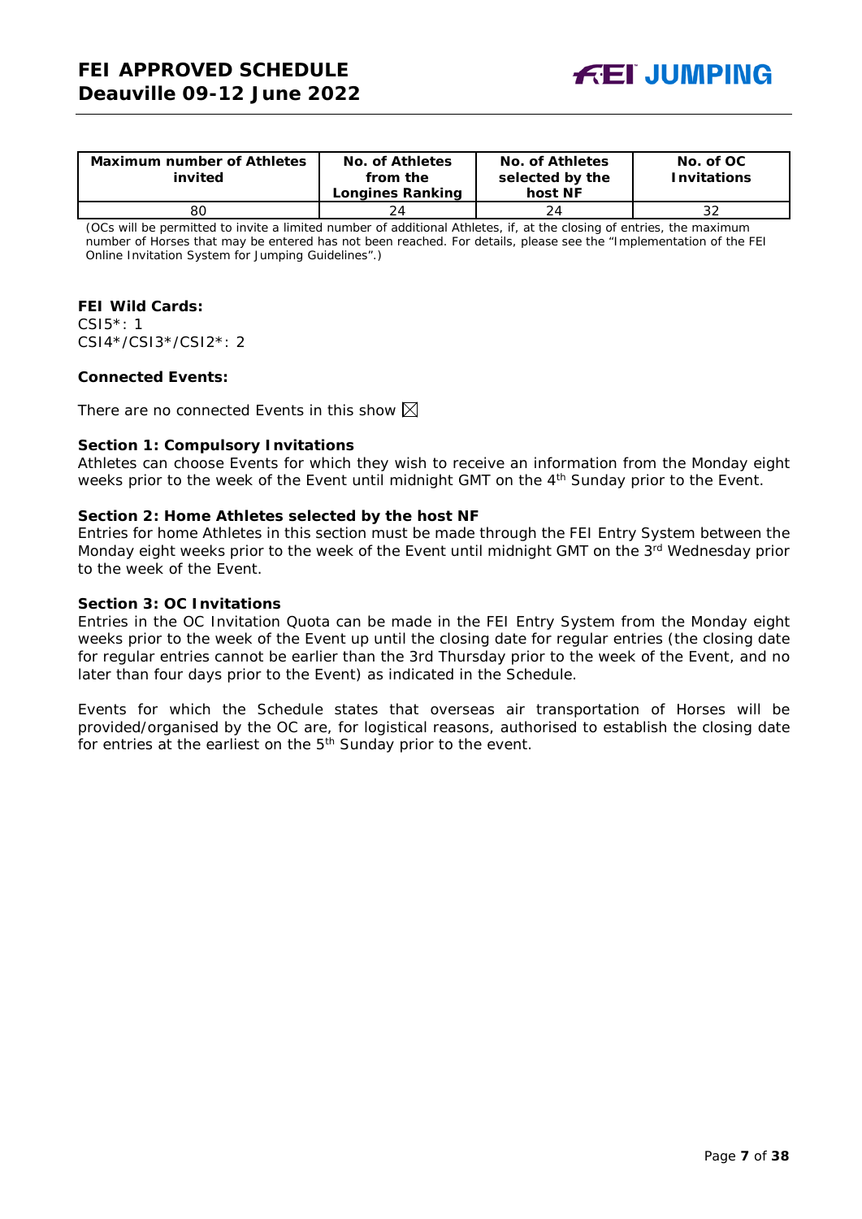| Maximum number of Athletes invited | No. of Athletes from the Longines Ranking | No. of Athletes selected by the host NF | No. of OC Invitations |
|---|---|---|---|
| 80 | 24 | 24 | 32 |

(OCs will be permitted to invite a limited number of additional Athletes, if, at the closing of entries, the maximum number of Horses that may be entered has not been reached. For details, please see the "Implementation of the FEI Online Invitation System for Jumping Guidelines".)

**FEI Wild Cards:**
CSI5*: 1
CSI4*/CSI3*/CSI2*: 2

**Connected Events:**

There are no connected Events in this show ☒

**Section 1: Compulsory Invitations**
Athletes can choose Events for which they wish to receive an information from the Monday eight weeks prior to the week of the Event until midnight GMT on the 4th Sunday prior to the Event.

**Section 2: Home Athletes selected by the host NF**
Entries for home Athletes in this section must be made through the FEI Entry System between the Monday eight weeks prior to the week of the Event until midnight GMT on the 3rd Wednesday prior to the week of the Event.

**Section 3: OC Invitations**
Entries in the OC Invitation Quota can be made in the FEI Entry System from the Monday eight weeks prior to the week of the Event up until the closing date for regular entries (the closing date for regular entries cannot be earlier than the 3rd Thursday prior to the week of the Event, and no later than four days prior to the Event) as indicated in the Schedule.

Events for which the Schedule states that overseas air transportation of Horses will be provided/organised by the OC are, for logistical reasons, authorised to establish the closing date for entries at the earliest on the 5th Sunday prior to the event.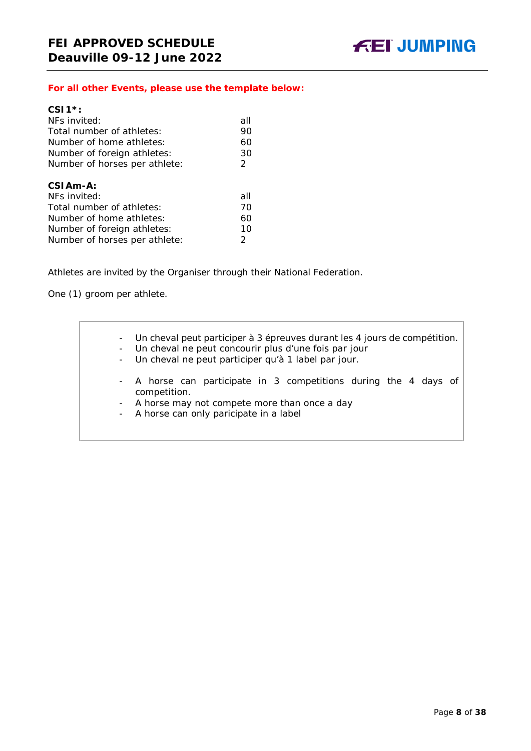**For all other Events, please use the template below:**

**CSI1*:**

| | |
|---|---|
| NFs invited: | all |
| Total number of athletes: | 90 |
| Number of home athletes: | 60 |
| Number of foreign athletes: | 30 |
| Number of horses per athlete: | 2 |

**CSIAm-A:**

| | |
|---|---|
| NFs invited: | all |
| Total number of athletes: | 70 |
| Number of home athletes: | 60 |
| Number of foreign athletes: | 10 |
| Number of horses per athlete: | 2 |

Athletes are invited by the Organiser through their National Federation.

One (1) groom per athlete.

- Un cheval peut participer à 3 épreuves durant les 4 jours de compétition.
- Un cheval ne peut concourir plus d'une fois par jour
- Un cheval ne peut participer qu'à 1 label par jour.

- A horse can participate in 3 competitions during the 4 days of competition.
- A horse may not compete more than once a day
- A horse can only paricipate in a label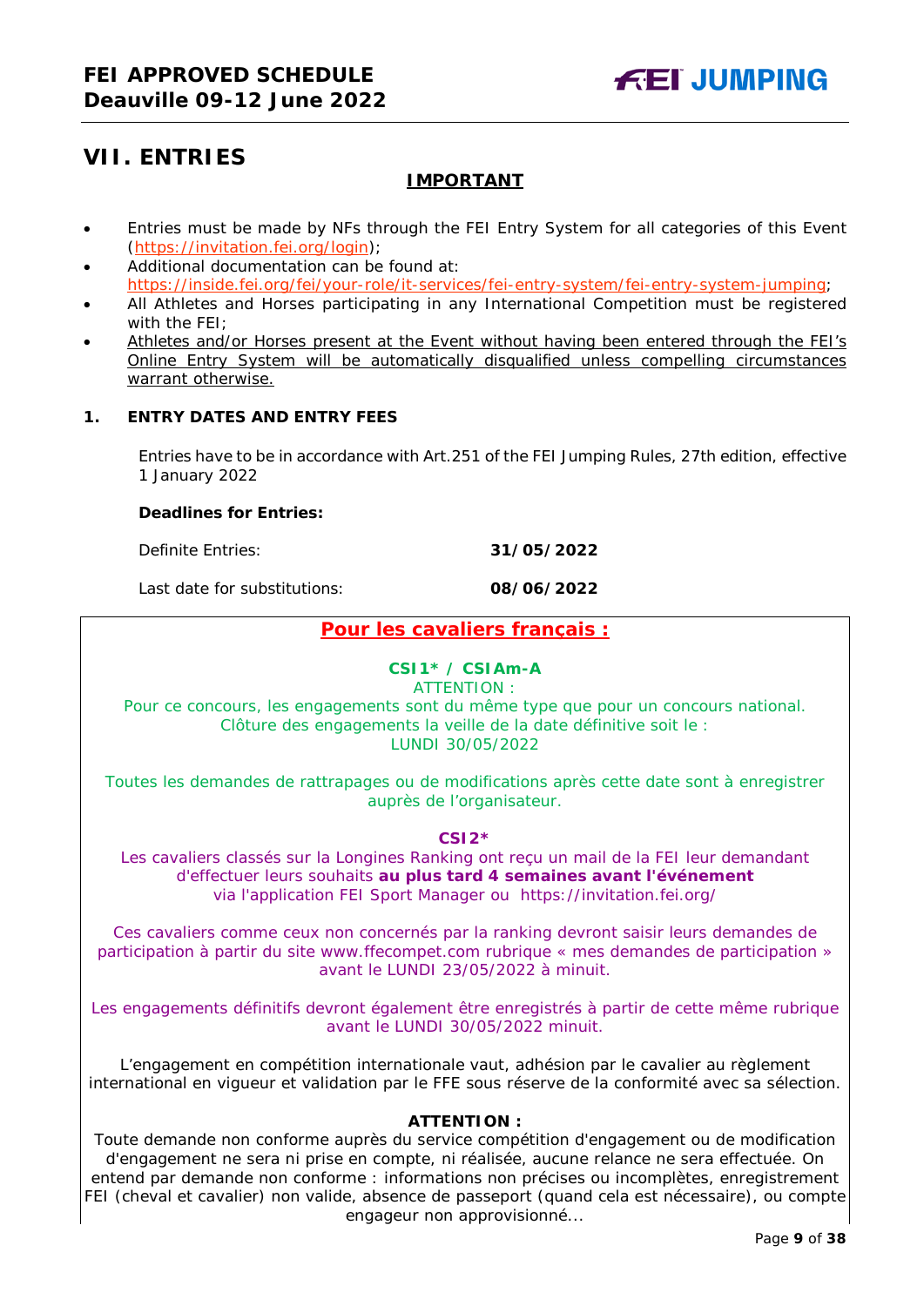# VII. ENTRIES

**IMPORTANT**

- Entries must be made by NFs through the FEI Entry System for all categories of this Event (https://invitation.fei.org/login);
- Additional documentation can be found at: https://inside.fei.org/fei/your-role/it-services/fei-entry-system/fei-entry-system-jumping;
- All Athletes and Horses participating in any International Competition must be registered with the FEI;
- Athletes and/or Horses present at the Event without having been entered through the FEI's Online Entry System will be automatically disqualified unless compelling circumstances warrant otherwise.

## 1. ENTRY DATES AND ENTRY FEES

Entries have to be in accordance with Art.251 of the FEI Jumping Rules, 27th edition, effective 1 January 2022

**Deadlines for Entries:**

| | |
|---|---|
| Definite Entries: | **31/05/2022** |
| Last date for substitutions: | **08/06/2022** |

**Pour les cavaliers français :**

**CSI1* / CSIAm-A**

ATTENTION :

Pour ce concours, les engagements sont du même type que pour un concours national. Clôture des engagements la veille de la date définitive soit le : LUNDI 30/05/2022

Toutes les demandes de rattrapages ou de modifications après cette date sont à enregistrer auprès de l'organisateur.

**CSI2***

Les cavaliers classés sur la Longines Ranking ont reçu un mail de la FEI leur demandant d'effectuer leurs souhaits **au plus tard 4 semaines avant l'événement** via l'application FEI Sport Manager ou https://invitation.fei.org/

Ces cavaliers comme ceux non concernés par la ranking devront saisir leurs demandes de participation à partir du site www.ffecompet.com rubrique « mes demandes de participation » avant le LUNDI 23/05/2022 à minuit.

Les engagements définitifs devront également être enregistrés à partir de cette même rubrique avant le LUNDI 30/05/2022 minuit.

L'engagement en compétition internationale vaut, adhésion par le cavalier au règlement international en vigueur et validation par le FFE sous réserve de la conformité avec sa sélection.

**ATTENTION :**

Toute demande non conforme auprès du service compétition d'engagement ou de modification d'engagement ne sera ni prise en compte, ni réalisée, aucune relance ne sera effectuée. On entend par demande non conforme : informations non précises ou incomplètes, enregistrement FEI (cheval et cavalier) non valide, absence de passeport (quand cela est nécessaire), ou compte engageur non approvisionné...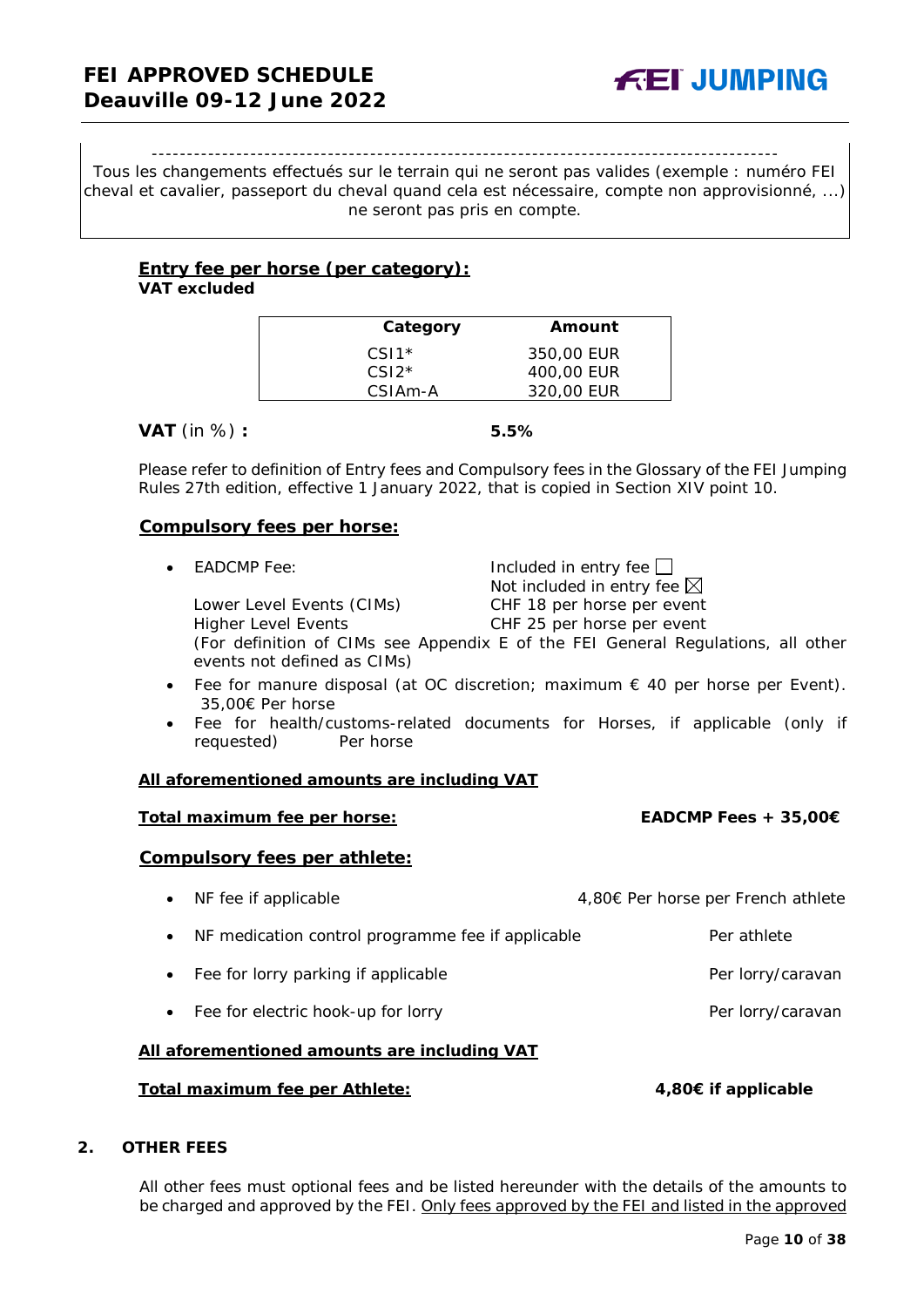---

Tous les changements effectués sur le terrain qui ne seront pas valides (exemple : numéro FEI cheval et cavalier, passeport du cheval quand cela est nécessaire, compte non approvisionné, ...) ne seront pas pris en compte.

**Entry fee per horse (per category):**
**VAT excluded**

| Category | Amount |
|---|---|
| CSI1* | 350,00 EUR |
| CSI2* | 400,00 EUR |
| CSIAm-A | 320,00 EUR |

**VAT** (in %) **:** **5.5%**

Please refer to definition of Entry fees and Compulsory fees in the Glossary of the FEI Jumping Rules 27th edition, effective 1 January 2022, that is copied in Section XIV point 10.

**Compulsory fees per horse:**

- EADCMP Fee: Included in entry fee ☐ Not included in entry fee ☒
  Lower Level Events (CIMs) CHF 18 per horse per event
  Higher Level Events CHF 25 per horse per event
  (For definition of CIMs see Appendix E of the FEI General Regulations, all other events not defined as CIMs)
- Fee for manure disposal (at OC discretion; maximum € 40 per horse per Event). 35,00€ Per horse
- Fee for health/customs-related documents for Horses, if applicable (only if requested) Per horse

**All aforementioned amounts are including VAT**

**Total maximum fee per horse:** **EADCMP Fees + 35,00€**

**Compulsory fees per athlete:**

- NF fee if applicable 4,80€ Per horse per French athlete
- NF medication control programme fee if applicable Per athlete
- Fee for lorry parking if applicable Per lorry/caravan
- Fee for electric hook-up for lorry Per lorry/caravan

**All aforementioned amounts are including VAT**

**Total maximum fee per Athlete:** **4,80€ if applicable**

## 2. OTHER FEES

All other fees must optional fees and be listed hereunder with the details of the amounts to be charged and approved by the FEI. Only fees approved by the FEI and listed in the approved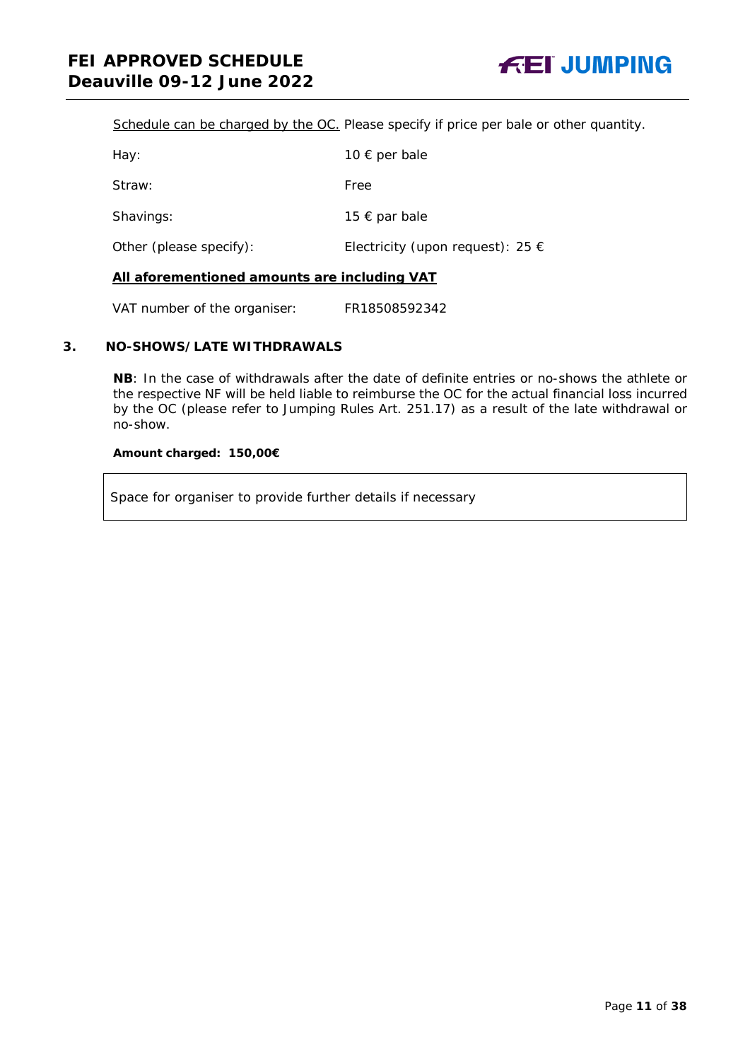<u>Schedule can be charged by the OC.</u> Please specify if price per bale or other quantity.

| | |
|---|---|
| Hay: | 10 € per bale |
| Straw: | Free |
| Shavings: | 15 € par bale |
| Other (please specify): | Electricity (upon request): 25 € |

**<u>All aforementioned amounts are including VAT</u>**

VAT number of the organiser: FR18508592342

## 3. NO-SHOWS/LATE WITHDRAWALS

**NB**: In the case of withdrawals after the date of definite entries or no-shows the athlete or the respective NF will be held liable to reimburse the OC for the actual financial loss incurred by the OC (please refer to Jumping Rules Art. 251.17) as a result of the late withdrawal or no-show.

**Amount charged: 150,00€**

| Space for organiser to provide further details if necessary |
|---|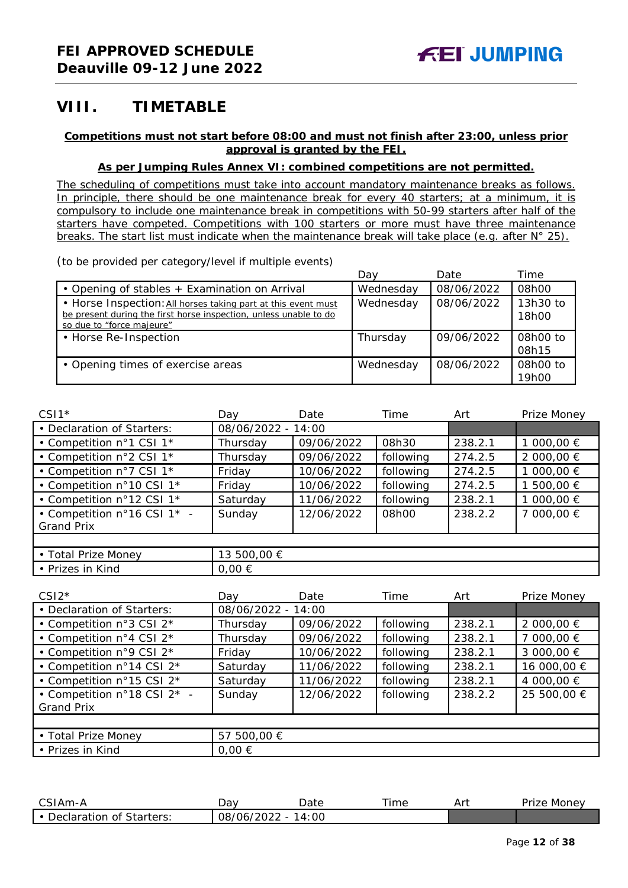## VIII. TIMETABLE

**Competitions must not start before 08:00 and must not finish after 23:00, unless prior approval is granted by the FEI.**

**As per Jumping Rules Annex VI: combined competitions are not permitted.**

The scheduling of competitions must take into account mandatory maintenance breaks as follows. In principle, there should be one maintenance break for every 40 starters; at a minimum, it is compulsory to include one maintenance break in competitions with 50-99 starters after half of the starters have competed. Competitions with 100 starters or more must have three maintenance breaks. The start list must indicate when the maintenance break will take place (e.g. after N° 25).

(to be provided per category/level if multiple events)

| | Day | Date | Time |
|---|---|---|---|
| • Opening of stables + Examination on Arrival | Wednesday | 08/06/2022 | 08h00 |
| • Horse Inspection: All horses taking part at this event must be present during the first horse inspection, unless unable to do so due to "force majeure" | Wednesday | 08/06/2022 | 13h30 to 18h00 |
| • Horse Re-Inspection | Thursday | 09/06/2022 | 08h00 to 08h15 |
| • Opening times of exercise areas | Wednesday | 08/06/2022 | 08h00 to 19h00 |

| CSI1* | Day | Date | Time | Art | Prize Money |
|---|---|---|---|---|---|
| • Declaration of Starters: | 08/06/2022 - 14:00 | | | | |
| • Competition n°1 CSI 1* | Thursday | 09/06/2022 | 08h30 | 238.2.1 | 1 000,00 € |
| • Competition n°2 CSI 1* | Thursday | 09/06/2022 | following | 274.2.5 | 2 000,00 € |
| • Competition n°7 CSI 1* | Friday | 10/06/2022 | following | 274.2.5 | 1 000,00 € |
| • Competition n°10 CSI 1* | Friday | 10/06/2022 | following | 274.2.5 | 1 500,00 € |
| • Competition n°12 CSI 1* | Saturday | 11/06/2022 | following | 238.2.1 | 1 000,00 € |
| • Competition n°16 CSI 1* - Grand Prix | Sunday | 12/06/2022 | 08h00 | 238.2.2 | 7 000,00 € |
| | | | | | |
| • Total Prize Money | 13 500,00 € | | | | |
| • Prizes in Kind | 0,00 € | | | | |

| CSI2* | Day | Date | Time | Art | Prize Money |
|---|---|---|---|---|---|
| • Declaration of Starters: | 08/06/2022 - 14:00 | | | | |
| • Competition n°3 CSI 2* | Thursday | 09/06/2022 | following | 238.2.1 | 2 000,00 € |
| • Competition n°4 CSI 2* | Thursday | 09/06/2022 | following | 238.2.1 | 7 000,00 € |
| • Competition n°9 CSI 2* | Friday | 10/06/2022 | following | 238.2.1 | 3 000,00 € |
| • Competition n°14 CSI 2* | Saturday | 11/06/2022 | following | 238.2.1 | 16 000,00 € |
| • Competition n°15 CSI 2* | Saturday | 11/06/2022 | following | 238.2.1 | 4 000,00 € |
| • Competition n°18 CSI 2* - Grand Prix | Sunday | 12/06/2022 | following | 238.2.2 | 25 500,00 € |
| | | | | | |
| • Total Prize Money | 57 500,00 € | | | | |
| • Prizes in Kind | 0,00 € | | | | |

| CSIAm-A | Day | Date | Time | Art | Prize Money |
|---|---|---|---|---|---|
| • Declaration of Starters: | 08/06/2022 - 14:00 | | | | |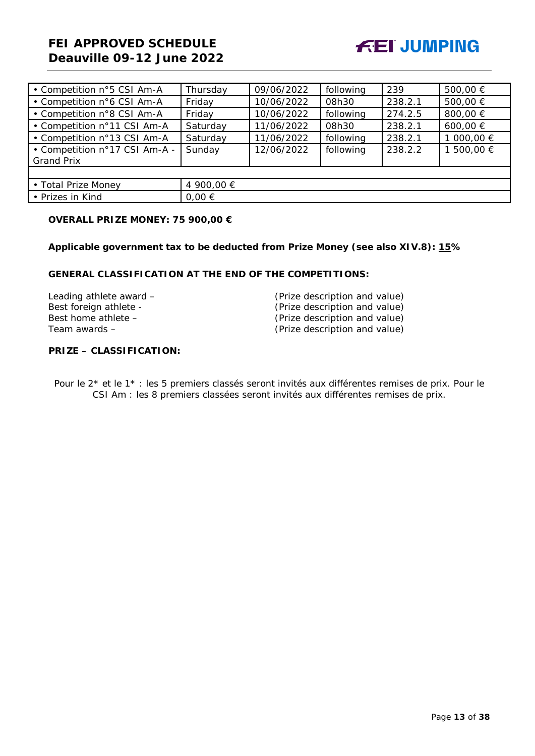| | | | | | |
|---|---|---|---|---|---|
| • Competition n°5 CSI Am-A | Thursday | 09/06/2022 | following | 239 | 500,00 € |
| • Competition n°6 CSI Am-A | Friday | 10/06/2022 | 08h30 | 238.2.1 | 500,00 € |
| • Competition n°8 CSI Am-A | Friday | 10/06/2022 | following | 274.2.5 | 800,00 € |
| • Competition n°11 CSI Am-A | Saturday | 11/06/2022 | 08h30 | 238.2.1 | 600,00 € |
| • Competition n°13 CSI Am-A | Saturday | 11/06/2022 | following | 238.2.1 | 1 000,00 € |
| • Competition n°17 CSI Am-A - Grand Prix | Sunday | 12/06/2022 | following | 238.2.2 | 1 500,00 € |
| | | | | | |
| • Total Prize Money | 4 900,00 € | | | | |
| • Prizes in Kind | 0,00 € | | | | |

**OVERALL PRIZE MONEY: 75 900,00 €**

**Applicable government tax to be deducted from Prize Money (see also XIV.8): 15%**

**GENERAL CLASSIFICATION AT THE END OF THE COMPETITIONS:**

Leading athlete award – (Prize description and value)
Best foreign athlete - (Prize description and value)
Best home athlete – (Prize description and value)
Team awards – (Prize description and value)

**PRIZE – CLASSIFICATION:**

Pour le 2* et le 1* : les 5 premiers classés seront invités aux différentes remises de prix. Pour le CSI Am : les 8 premiers classées seront invités aux différentes remises de prix.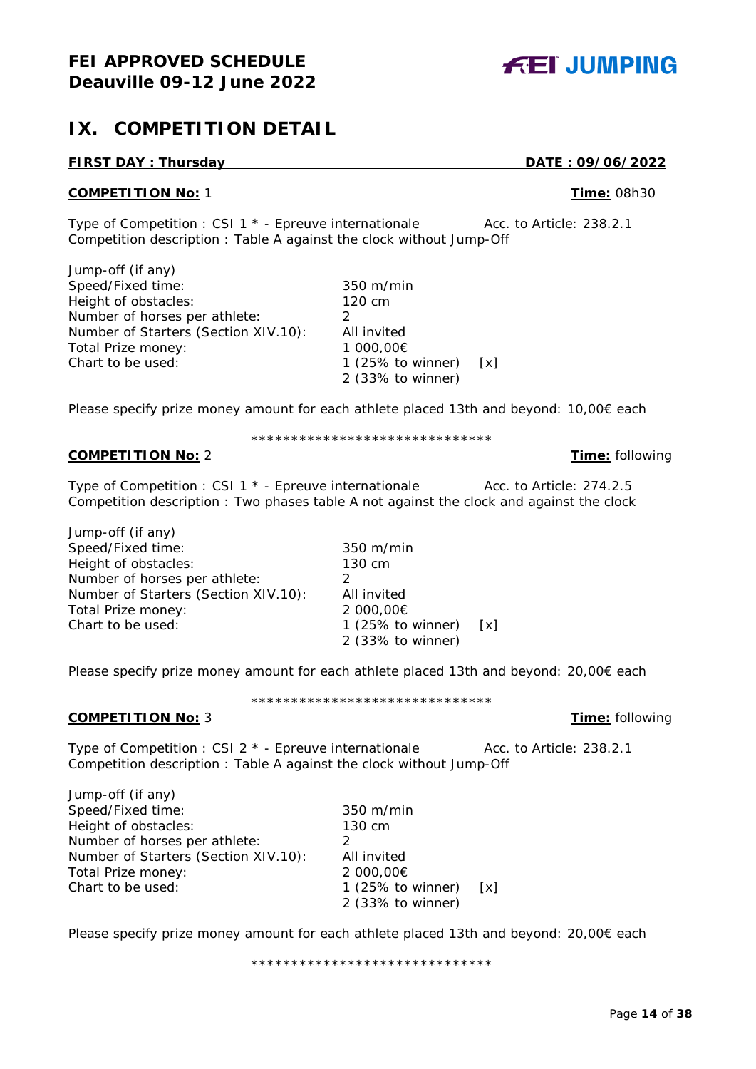## IX. COMPETITION DETAIL

**FIRST DAY : Thursday** **DATE : 09/06/2022**

**COMPETITION No:** 1 **Time:** 08h30

Type of Competition : CSI 1 * - Epreuve internationale Acc. to Article: 238.2.1
Competition description : Table A against the clock without Jump-Off

| | |
|---|---|
| Jump-off (if any) | |
| Speed/Fixed time: | 350 m/min |
| Height of obstacles: | 120 cm |
| Number of horses per athlete: | 2 |
| Number of Starters (Section XIV.10): | All invited |
| Total Prize money: | 1 000,00€ |
| Chart to be used: | 1 (25% to winner) [x] |
| | 2 (33% to winner) |

Please specify prize money amount for each athlete placed 13th and beyond: 10,00€ each

******************************

**COMPETITION No:** 2 **Time:** following

Type of Competition : CSI 1 * - Epreuve internationale Acc. to Article: 274.2.5
Competition description : Two phases table A not against the clock and against the clock

| | |
|---|---|
| Jump-off (if any) | |
| Speed/Fixed time: | 350 m/min |
| Height of obstacles: | 130 cm |
| Number of horses per athlete: | 2 |
| Number of Starters (Section XIV.10): | All invited |
| Total Prize money: | 2 000,00€ |
| Chart to be used: | 1 (25% to winner) [x] |
| | 2 (33% to winner) |

Please specify prize money amount for each athlete placed 13th and beyond: 20,00€ each

******************************

**COMPETITION No:** 3 **Time:** following

Type of Competition : CSI 2 * - Epreuve internationale Acc. to Article: 238.2.1
Competition description : Table A against the clock without Jump-Off

| | |
|---|---|
| Jump-off (if any) | |
| Speed/Fixed time: | 350 m/min |
| Height of obstacles: | 130 cm |
| Number of horses per athlete: | 2 |
| Number of Starters (Section XIV.10): | All invited |
| Total Prize money: | 2 000,00€ |
| Chart to be used: | 1 (25% to winner) [x] |
| | 2 (33% to winner) |

Please specify prize money amount for each athlete placed 13th and beyond: 20,00€ each

******************************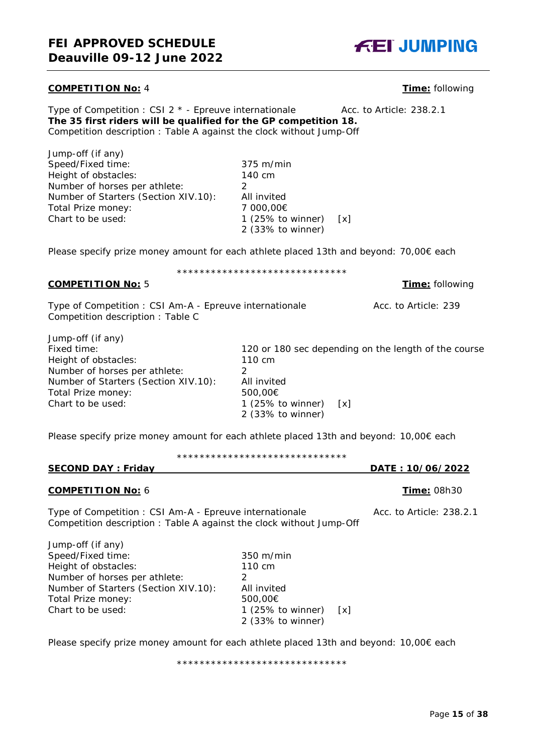**COMPETITION No:** 4 **Time:** following

Type of Competition : CSI 2 * - Epreuve internationale Acc. to Article: 238.2.1
**The 35 first riders will be qualified for the GP competition 18.**
Competition description : Table A against the clock without Jump-Off

| | |
|---|---|
| Jump-off (if any) | |
| Speed/Fixed time: | 375 m/min |
| Height of obstacles: | 140 cm |
| Number of horses per athlete: | 2 |
| Number of Starters (Section XIV.10): | All invited |
| Total Prize money: | 7 000,00€ |
| Chart to be used: | 1 (25% to winner) [x] |
| | 2 (33% to winner) |

Please specify prize money amount for each athlete placed 13th and beyond: 70,00€ each

******************************

**COMPETITION No:** 5 **Time:** following

Type of Competition : CSI Am-A - Epreuve internationale Acc. to Article: 239
Competition description : Table C

| | |
|---|---|
| Jump-off (if any) | |
| Fixed time: | 120 or 180 sec depending on the length of the course |
| Height of obstacles: | 110 cm |
| Number of horses per athlete: | 2 |
| Number of Starters (Section XIV.10): | All invited |
| Total Prize money: | 500,00€ |
| Chart to be used: | 1 (25% to winner) [x] |
| | 2 (33% to winner) |

Please specify prize money amount for each athlete placed 13th and beyond: 10,00€ each

******************************

**SECOND DAY : Friday** **DATE : 10/06/2022**

**COMPETITION No:** 6 **Time:** 08h30

Type of Competition : CSI Am-A - Epreuve internationale Acc. to Article: 238.2.1
Competition description : Table A against the clock without Jump-Off

| | |
|---|---|
| Jump-off (if any) | |
| Speed/Fixed time: | 350 m/min |
| Height of obstacles: | 110 cm |
| Number of horses per athlete: | 2 |
| Number of Starters (Section XIV.10): | All invited |
| Total Prize money: | 500,00€ |
| Chart to be used: | 1 (25% to winner) [x] |
| | 2 (33% to winner) |

Please specify prize money amount for each athlete placed 13th and beyond: 10,00€ each

******************************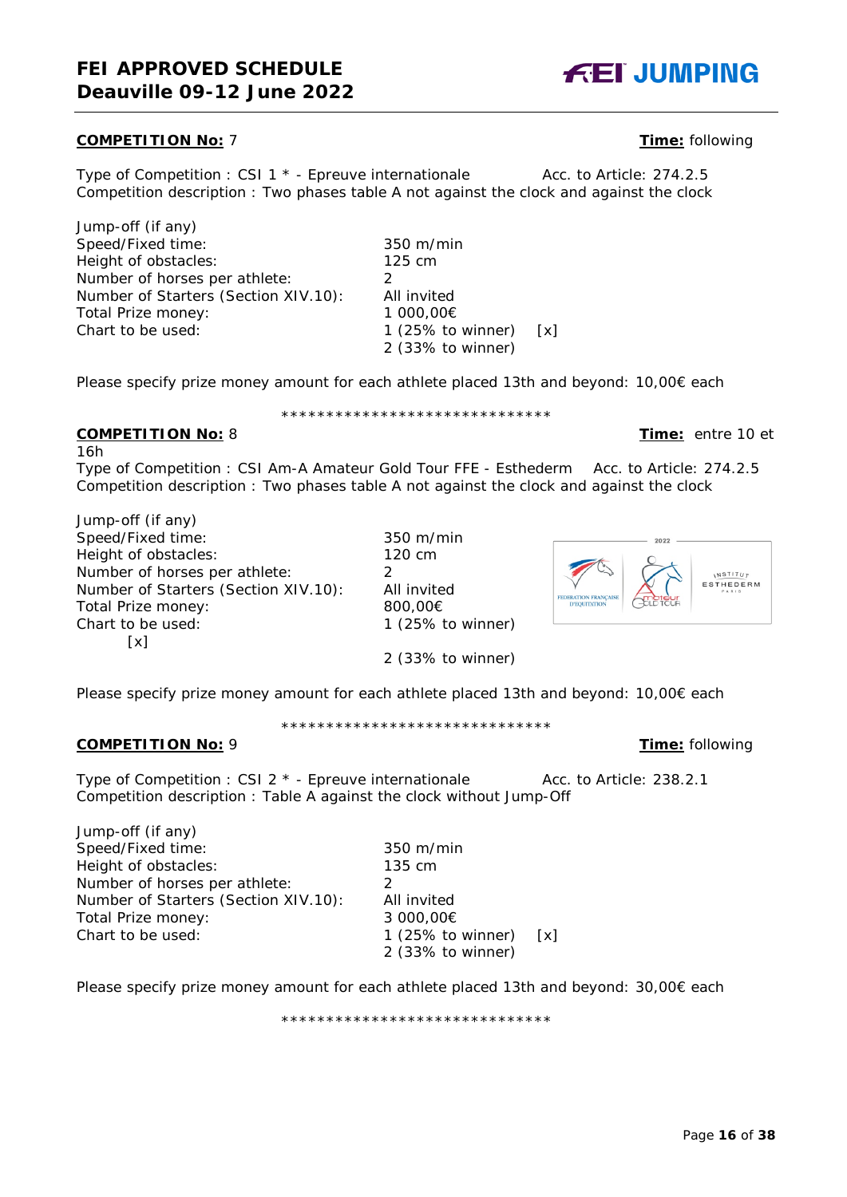**COMPETITION No:** 7 **Time:** following

Type of Competition : CSI 1 * - Epreuve internationale Acc. to Article: 274.2.5
Competition description : Two phases table A not against the clock and against the clock

| | |
|---|---|
| Jump-off (if any) | |
| Speed/Fixed time: | 350 m/min |
| Height of obstacles: | 125 cm |
| Number of horses per athlete: | 2 |
| Number of Starters (Section XIV.10): | All invited |
| Total Prize money: | 1 000,00€ |
| Chart to be used: | 1 (25% to winner) [x] |
| | 2 (33% to winner) |

Please specify prize money amount for each athlete placed 13th and beyond: 10,00€ each

******************************

**COMPETITION No:** 8 **Time:** entre 10 et 16h

Type of Competition : CSI Am-A Amateur Gold Tour FFE - Esthederm Acc. to Article: 274.2.5
Competition description : Two phases table A not against the clock and against the clock

| | |
|---|---|
| Jump-off (if any) | |
| Speed/Fixed time: | 350 m/min |
| Height of obstacles: | 120 cm |
| Number of horses per athlete: | 2 |
| Number of Starters (Section XIV.10): | All invited |
| Total Prize money: | 800,00€ |
| Chart to be used: | 1 (25% to winner) [x] |
| | 2 (33% to winner) |

Please specify prize money amount for each athlete placed 13th and beyond: 10,00€ each

******************************

**COMPETITION No:** 9 **Time:** following

Type of Competition : CSI 2 * - Epreuve internationale Acc. to Article: 238.2.1
Competition description : Table A against the clock without Jump-Off

| | |
|---|---|
| Jump-off (if any) | |
| Speed/Fixed time: | 350 m/min |
| Height of obstacles: | 135 cm |
| Number of horses per athlete: | 2 |
| Number of Starters (Section XIV.10): | All invited |
| Total Prize money: | 3 000,00€ |
| Chart to be used: | 1 (25% to winner) [x] |
| | 2 (33% to winner) |

Please specify prize money amount for each athlete placed 13th and beyond: 30,00€ each

******************************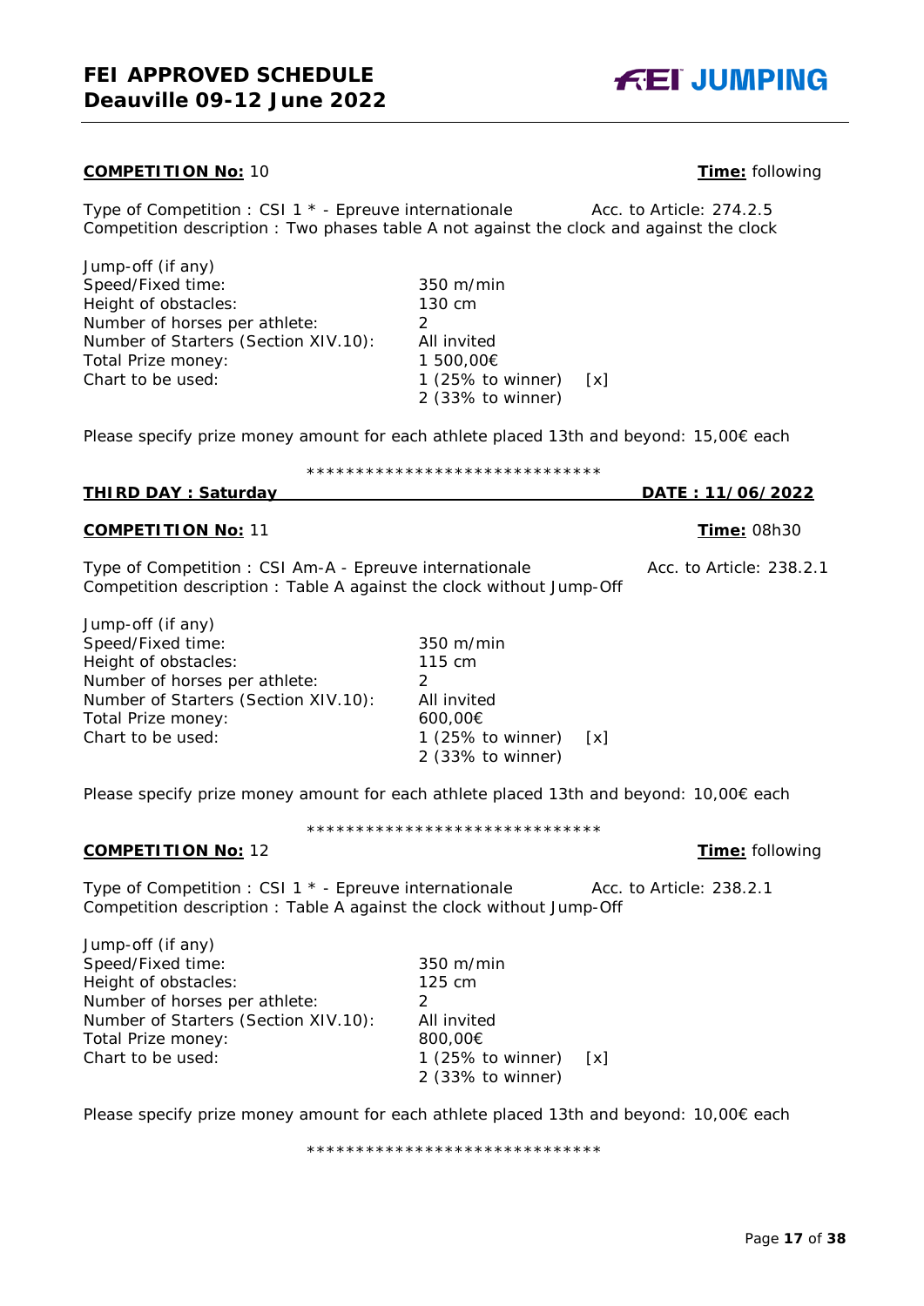**COMPETITION No:** 10 **Time:** following

Type of Competition : CSI 1 * - Epreuve internationale Acc. to Article: 274.2.5
Competition description : Two phases table A not against the clock and against the clock

| | | |
|---|---|---|
| Jump-off (if any) | | |
| Speed/Fixed time: | 350 m/min | |
| Height of obstacles: | 130 cm | |
| Number of horses per athlete: | 2 | |
| Number of Starters (Section XIV.10): | All invited | |
| Total Prize money: | 1 500,00€ | |
| Chart to be used: | 1 (25% to winner) | [x] |
| | 2 (33% to winner) | |

Please specify prize money amount for each athlete placed 13th and beyond: 15,00€ each

******************************

**THIRD DAY : Saturday** **DATE : 11/06/2022**

**COMPETITION No:** 11 **Time:** 08h30

Type of Competition : CSI Am-A - Epreuve internationale Acc. to Article: 238.2.1
Competition description : Table A against the clock without Jump-Off

| | | |
|---|---|---|
| Jump-off (if any) | | |
| Speed/Fixed time: | 350 m/min | |
| Height of obstacles: | 115 cm | |
| Number of horses per athlete: | 2 | |
| Number of Starters (Section XIV.10): | All invited | |
| Total Prize money: | 600,00€ | |
| Chart to be used: | 1 (25% to winner) | [x] |
| | 2 (33% to winner) | |

Please specify prize money amount for each athlete placed 13th and beyond: 10,00€ each

******************************

**COMPETITION No:** 12 **Time:** following

Type of Competition : CSI 1 * - Epreuve internationale Acc. to Article: 238.2.1
Competition description : Table A against the clock without Jump-Off

| | | |
|---|---|---|
| Jump-off (if any) | | |
| Speed/Fixed time: | 350 m/min | |
| Height of obstacles: | 125 cm | |
| Number of horses per athlete: | 2 | |
| Number of Starters (Section XIV.10): | All invited | |
| Total Prize money: | 800,00€ | |
| Chart to be used: | 1 (25% to winner) | [x] |
| | 2 (33% to winner) | |

Please specify prize money amount for each athlete placed 13th and beyond: 10,00€ each

******************************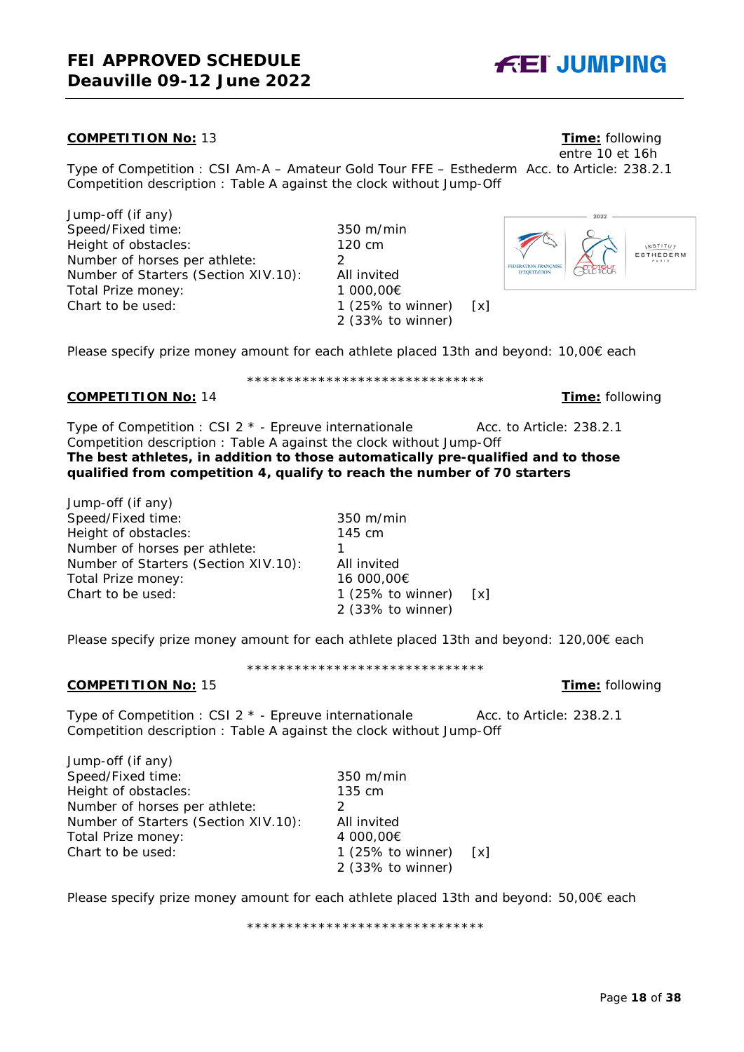**COMPETITION No:** 13

**Time:** following entre 10 et 16h

Type of Competition : CSI Am-A – Amateur Gold Tour FFE – Esthederm Acc. to Article: 238.2.1
Competition description : Table A against the clock without Jump-Off

| | |
|---|---|
| Jump-off (if any) | |
| Speed/Fixed time: | 350 m/min |
| Height of obstacles: | 120 cm |
| Number of horses per athlete: | 2 |
| Number of Starters (Section XIV.10): | All invited |
| Total Prize money: | 1 000,00€ |
| Chart to be used: | 1 (25% to winner) [x] |
| | 2 (33% to winner) |

Please specify prize money amount for each athlete placed 13th and beyond: 10,00€ each

******************************

**COMPETITION No:** 14

**Time:** following

Type of Competition : CSI 2 * - Epreuve internationale Acc. to Article: 238.2.1
Competition description : Table A against the clock without Jump-Off
**The best athletes, in addition to those automatically pre-qualified and to those qualified from competition 4, qualify to reach the number of 70 starters**

| | |
|---|---|
| Jump-off (if any) | |
| Speed/Fixed time: | 350 m/min |
| Height of obstacles: | 145 cm |
| Number of horses per athlete: | 1 |
| Number of Starters (Section XIV.10): | All invited |
| Total Prize money: | 16 000,00€ |
| Chart to be used: | 1 (25% to winner) [x] |
| | 2 (33% to winner) |

Please specify prize money amount for each athlete placed 13th and beyond: 120,00€ each

******************************

**COMPETITION No:** 15

**Time:** following

Type of Competition : CSI 2 * - Epreuve internationale Acc. to Article: 238.2.1
Competition description : Table A against the clock without Jump-Off

| | |
|---|---|
| Jump-off (if any) | |
| Speed/Fixed time: | 350 m/min |
| Height of obstacles: | 135 cm |
| Number of horses per athlete: | 2 |
| Number of Starters (Section XIV.10): | All invited |
| Total Prize money: | 4 000,00€ |
| Chart to be used: | 1 (25% to winner) [x] |
| | 2 (33% to winner) |

Please specify prize money amount for each athlete placed 13th and beyond: 50,00€ each

******************************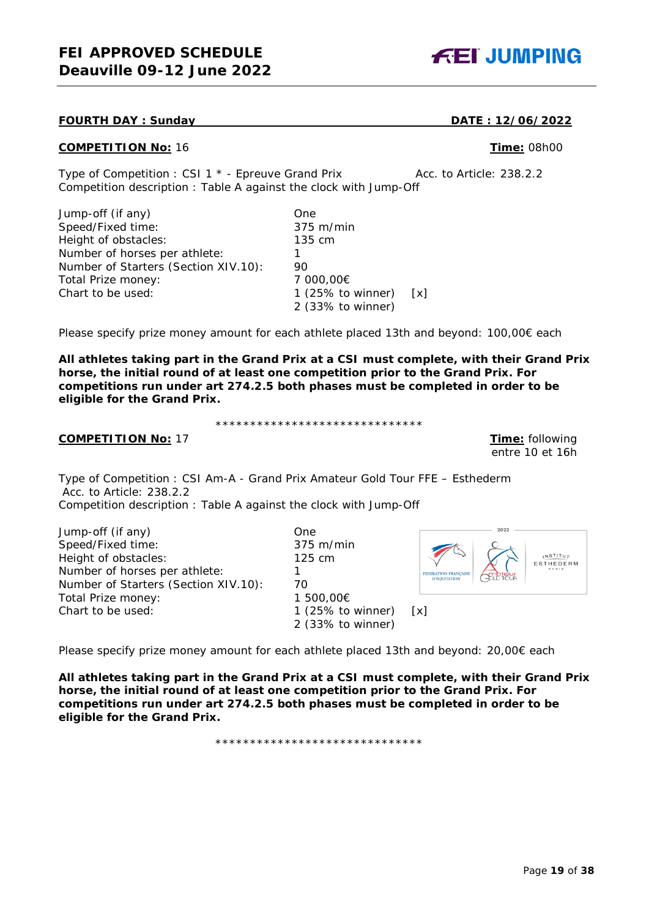**FOURTH DAY : Sunday** **DATE : 12/06/2022**

**COMPETITION No:** 16 **Time:** 08h00

Type of Competition : CSI 1 * - Epreuve Grand Prix Acc. to Article: 238.2.2
Competition description : Table A against the clock with Jump-Off

| | |
|---|---|
| Jump-off (if any) | One |
| Speed/Fixed time: | 375 m/min |
| Height of obstacles: | 135 cm |
| Number of horses per athlete: | 1 |
| Number of Starters (Section XIV.10): | 90 |
| Total Prize money: | 7 000,00€ |
| Chart to be used: | 1 (25% to winner) [x] |
| | 2 (33% to winner) |

Please specify prize money amount for each athlete placed 13th and beyond: 100,00€ each

**All athletes taking part in the Grand Prix at a CSI must complete, with their Grand Prix horse, the initial round of at least one competition prior to the Grand Prix. For competitions run under art 274.2.5 both phases must be completed in order to be eligible for the Grand Prix.**

******************************

**COMPETITION No:** 17 **Time:** following entre 10 et 16h

Type of Competition : CSI Am-A - Grand Prix Amateur Gold Tour FFE – Esthederm
Acc. to Article: 238.2.2
Competition description : Table A against the clock with Jump-Off

| | |
|---|---|
| Jump-off (if any) | One |
| Speed/Fixed time: | 375 m/min |
| Height of obstacles: | 125 cm |
| Number of horses per athlete: | 1 |
| Number of Starters (Section XIV.10): | 70 |
| Total Prize money: | 1 500,00€ |
| Chart to be used: | 1 (25% to winner) [x] |
| | 2 (33% to winner) |

Please specify prize money amount for each athlete placed 13th and beyond: 20,00€ each

**All athletes taking part in the Grand Prix at a CSI must complete, with their Grand Prix horse, the initial round of at least one competition prior to the Grand Prix. For competitions run under art 274.2.5 both phases must be completed in order to be eligible for the Grand Prix.**

******************************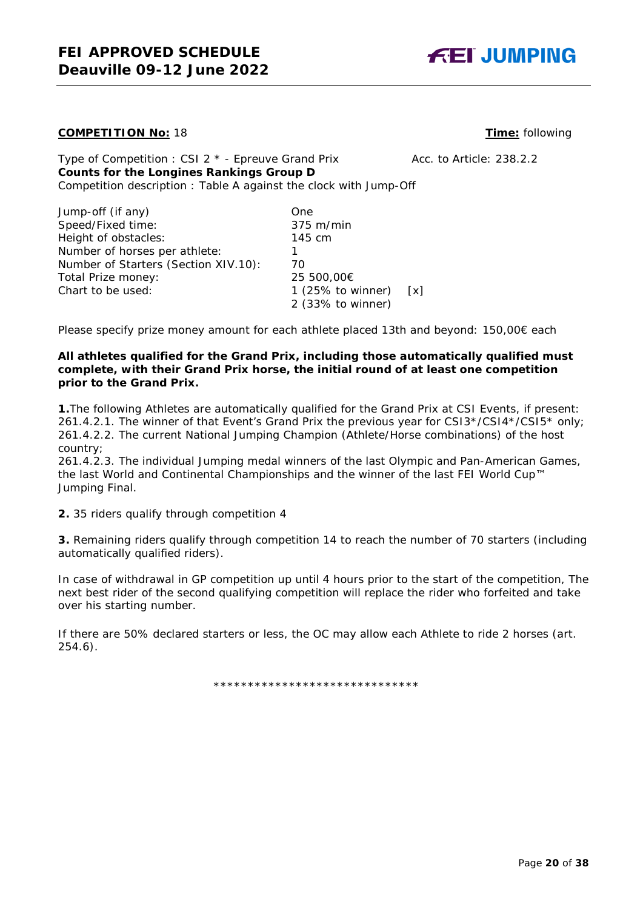**COMPETITION No:** 18 **Time:** following

Type of Competition : CSI 2 * - Epreuve Grand Prix Acc. to Article: 238.2.2
**Counts for the Longines Rankings Group D**
Competition description : Table A against the clock with Jump-Off

| | | |
|---|---|---|
| Jump-off (if any) | One | |
| Speed/Fixed time: | 375 m/min | |
| Height of obstacles: | 145 cm | |
| Number of horses per athlete: | 1 | |
| Number of Starters (Section XIV.10): | 70 | |
| Total Prize money: | 25 500,00€ | |
| Chart to be used: | 1 (25% to winner) | [x] |
| | 2 (33% to winner) | |

Please specify prize money amount for each athlete placed 13th and beyond: 150,00€ each

**All athletes qualified for the Grand Prix, including those automatically qualified must complete, with their Grand Prix horse, the initial round of at least one competition prior to the Grand Prix.**

**1.**The following Athletes are automatically qualified for the Grand Prix at CSI Events, if present:
261.4.2.1. The winner of that Event's Grand Prix the previous year for CSI3*/CSI4*/CSI5* only;
261.4.2.2. The current National Jumping Champion (Athlete/Horse combinations) of the host country;
261.4.2.3. The individual Jumping medal winners of the last Olympic and Pan-American Games, the last World and Continental Championships and the winner of the last FEI World Cup™ Jumping Final.

**2.** 35 riders qualify through competition 4

**3.** Remaining riders qualify through competition 14 to reach the number of 70 starters (including automatically qualified riders).

In case of withdrawal in GP competition up until 4 hours prior to the start of the competition, The next best rider of the second qualifying competition will replace the rider who forfeited and take over his starting number.

If there are 50% declared starters or less, the OC may allow each Athlete to ride 2 horses (art. 254.6).

******************************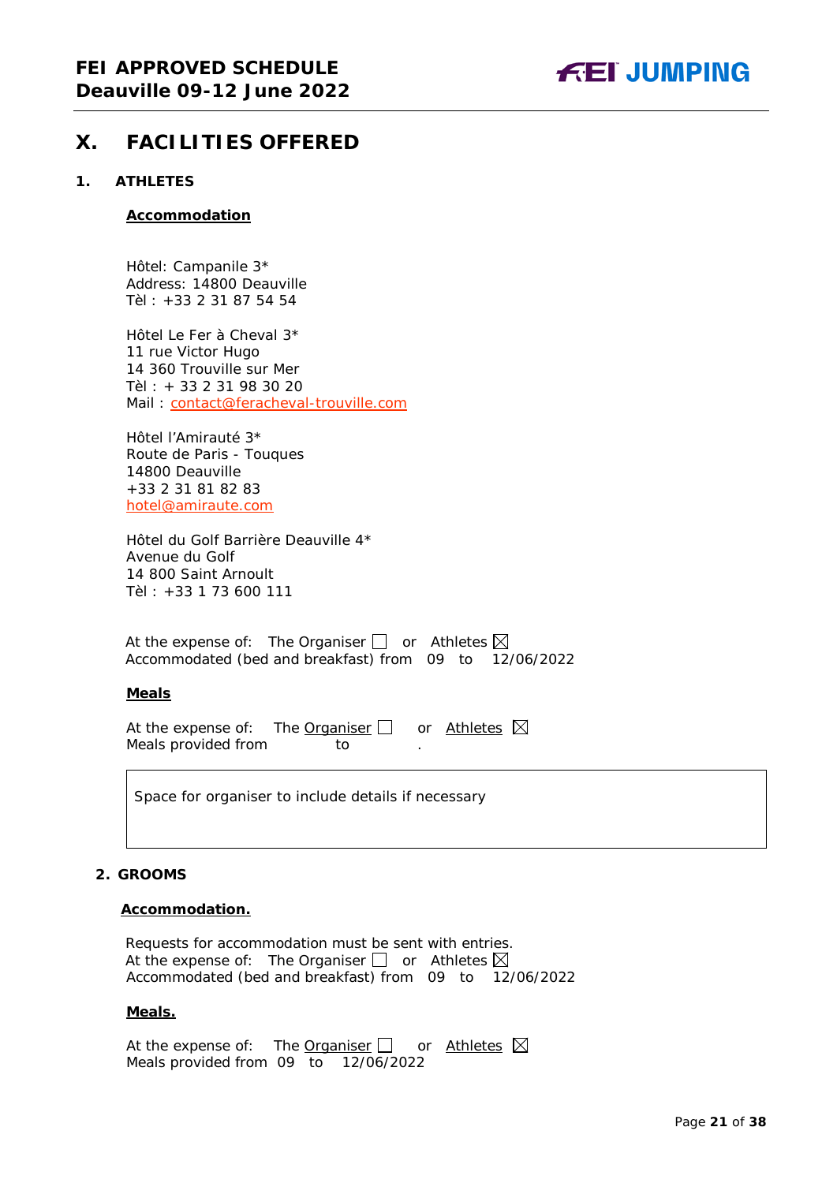# X. FACILITIES OFFERED

## 1. ATHLETES

**Accommodation**

Hôtel: Campanile 3*
Address: 14800 Deauville
Tèl : +33 2 31 87 54 54

Hôtel Le Fer à Cheval 3*
11 rue Victor Hugo
14 360 Trouville sur Mer
Tèl : + 33 2 31 98 30 20
Mail : contact@feracheval-trouville.com

Hôtel l'Amirauté 3*
Route de Paris - Touques
14800 Deauville
+33 2 31 81 82 83
hotel@amiraute.com

Hôtel du Golf Barrière Deauville 4*
Avenue du Golf
14 800 Saint Arnoult
Tèl : +33 1 73 600 111

At the expense of: The Organiser ☐ or Athletes ☒
Accommodated (bed and breakfast) from 09 to 12/06/2022

**Meals**

At the expense of: The Organiser ☐ or Athletes ☒
Meals provided from to .

| Space for organiser to include details if necessary |
|---|

## 2. GROOMS

**Accommodation.**

Requests for accommodation must be sent with entries.
At the expense of: The Organiser ☐ or Athletes ☒
Accommodated (bed and breakfast) from 09 to 12/06/2022

**Meals.**

At the expense of: The Organiser ☐ or Athletes ☒
Meals provided from 09 to 12/06/2022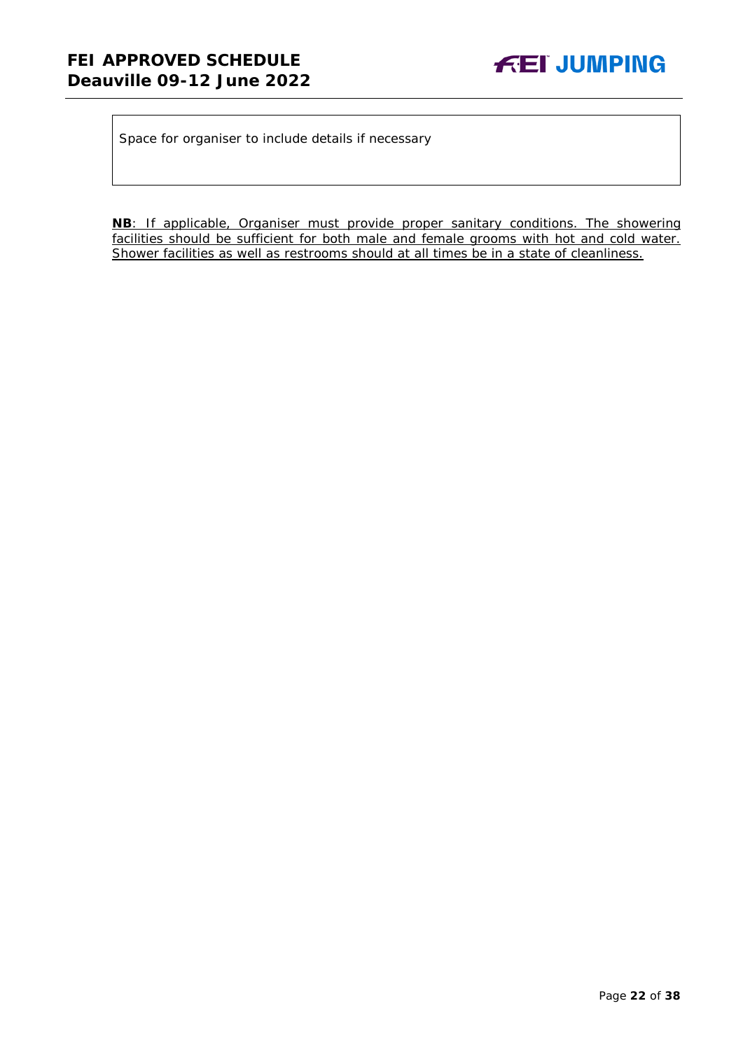| Space for organiser to include details if necessary |
|---|

**NB**: If applicable, Organiser must provide proper sanitary conditions. The showering facilities should be sufficient for both male and female grooms with hot and cold water. Shower facilities as well as restrooms should at all times be in a state of cleanliness.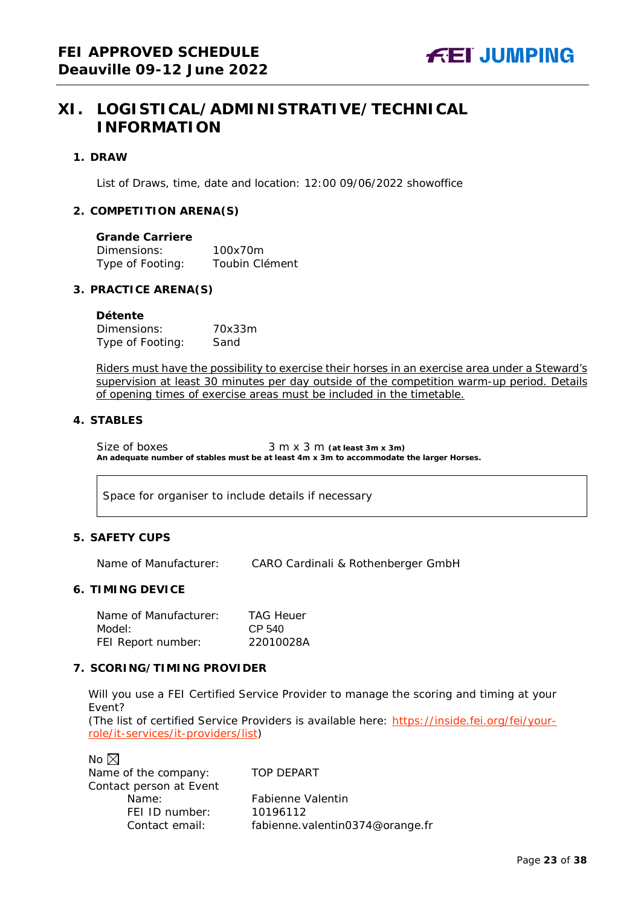# XI. LOGISTICAL/ADMINISTRATIVE/TECHNICAL INFORMATION

## 1. DRAW

List of Draws, time, date and location: 12:00 09/06/2022 showoffice

## 2. COMPETITION ARENA(S)

**Grande Carriere**

Dimensions: 100x70m
Type of Footing: Toubin Clément

## 3. PRACTICE ARENA(S)

**Détente**

Dimensions: 70x33m
Type of Footing: Sand

Riders must have the possibility to exercise their horses in an exercise area under a Steward's supervision at least 30 minutes per day outside of the competition warm-up period. Details of opening times of exercise areas must be included in the timetable.

## 4. STABLES

Size of boxes 3 m x 3 m **(at least 3m x 3m)**
**An adequate number of stables must be at least 4m x 3m to accommodate the larger Horses.**

Space for organiser to include details if necessary

## 5. SAFETY CUPS

Name of Manufacturer: CARO Cardinali & Rothenberger GmbH

## 6. TIMING DEVICE

Name of Manufacturer: TAG Heuer
Model: CP 540
FEI Report number: 22010028A

## 7. SCORING/TIMING PROVIDER

Will you use a FEI Certified Service Provider to manage the scoring and timing at your Event?
(The list of certified Service Providers is available here: https://inside.fei.org/fei/your-role/it-services/it-providers/list)

No ☒
Name of the company: TOP DEPART
Contact person at Event
Name: Fabienne Valentin
FEI ID number: 10196112
Contact email: fabienne.valentin0374@orange.fr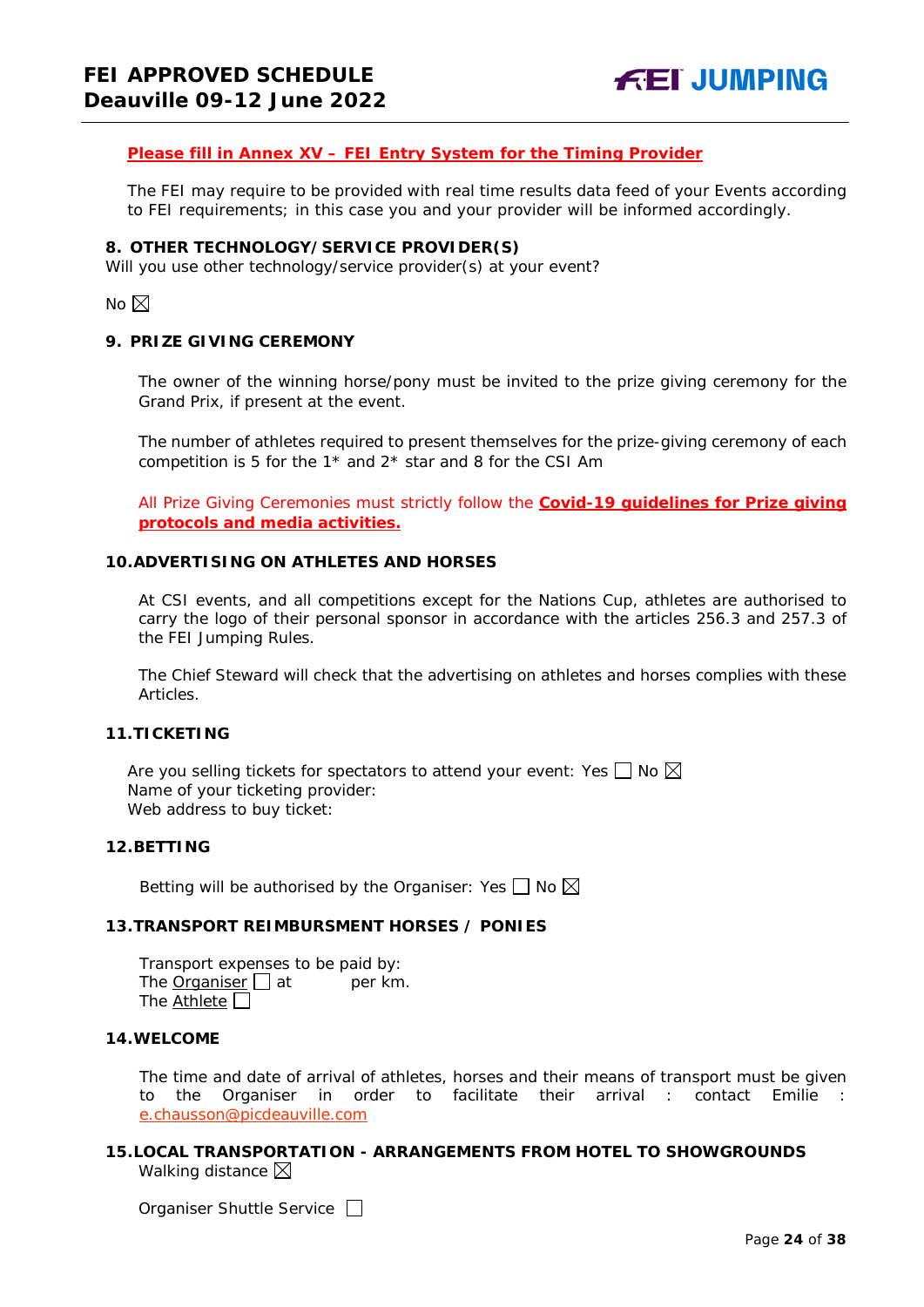**Please fill in Annex XV – FEI Entry System for the Timing Provider**

The FEI may require to be provided with real time results data feed of your Events according to FEI requirements; in this case you and your provider will be informed accordingly.

### 8. OTHER TECHNOLOGY/SERVICE PROVIDER(S)

Will you use other technology/service provider(s) at your event?

No ☒

### 9. PRIZE GIVING CEREMONY

The owner of the winning horse/pony must be invited to the prize giving ceremony for the Grand Prix, if present at the event.

The number of athletes required to present themselves for the prize-giving ceremony of each competition is 5 for the 1* and 2* star and 8 for the CSI Am

All Prize Giving Ceremonies must strictly follow the **Covid-19 guidelines for Prize giving protocols and media activities.**

### 10. ADVERTISING ON ATHLETES AND HORSES

At CSI events, and all competitions except for the Nations Cup, athletes are authorised to carry the logo of their personal sponsor in accordance with the articles 256.3 and 257.3 of the FEI Jumping Rules.

The Chief Steward will check that the advertising on athletes and horses complies with these Articles.

### 11. TICKETING

Are you selling tickets for spectators to attend your event: Yes ☐ No ☒
Name of your ticketing provider:
Web address to buy ticket:

### 12. BETTING

Betting will be authorised by the Organiser: Yes ☐ No ☒

### 13. TRANSPORT REIMBURSMENT HORSES / PONIES

Transport expenses to be paid by:
The Organiser ☐ at per km.
The Athlete ☐

### 14. WELCOME

The time and date of arrival of athletes, horses and their means of transport must be given to the Organiser in order to facilitate their arrival : contact Emilie : e.chausson@picdeauville.com

### 15. LOCAL TRANSPORTATION - ARRANGEMENTS FROM HOTEL TO SHOWGROUNDS

Walking distance ☒

Organiser Shuttle Service ☐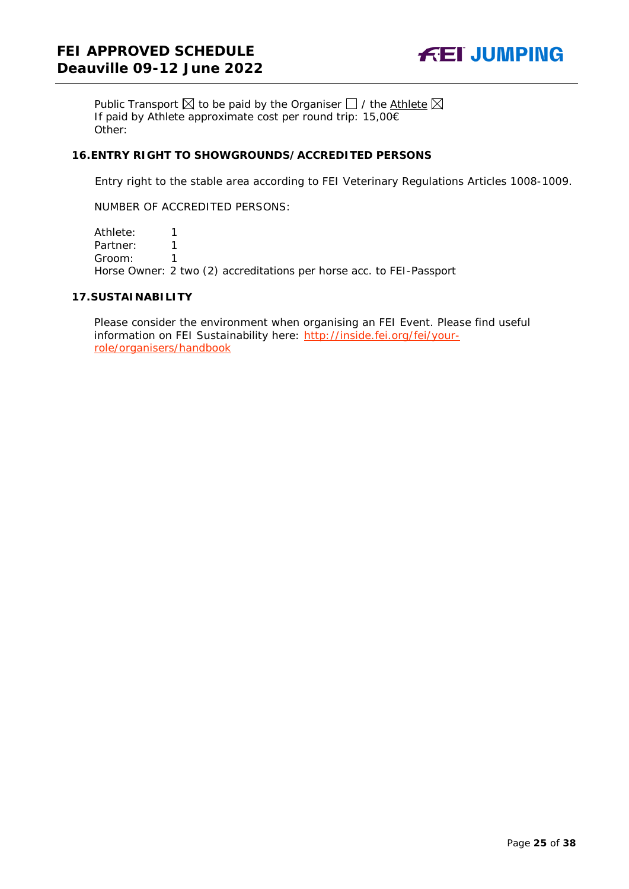Public Transport ☒ to be paid by the Organiser ☐ / the Athlete ☒
If paid by Athlete approximate cost per round trip: 15,00€
Other:

## 16. ENTRY RIGHT TO SHOWGROUNDS/ACCREDITED PERSONS

Entry right to the stable area according to FEI Veterinary Regulations Articles 1008-1009.

NUMBER OF ACCREDITED PERSONS:

Athlete: 1
Partner: 1
Groom: 1
Horse Owner: 2 two (2) accreditations per horse acc. to FEI-Passport

## 17. SUSTAINABILITY

Please consider the environment when organising an FEI Event. Please find useful information on FEI Sustainability here: [http://inside.fei.org/fei/your-role/organisers/handbook](http://inside.fei.org/fei/your-role/organisers/handbook)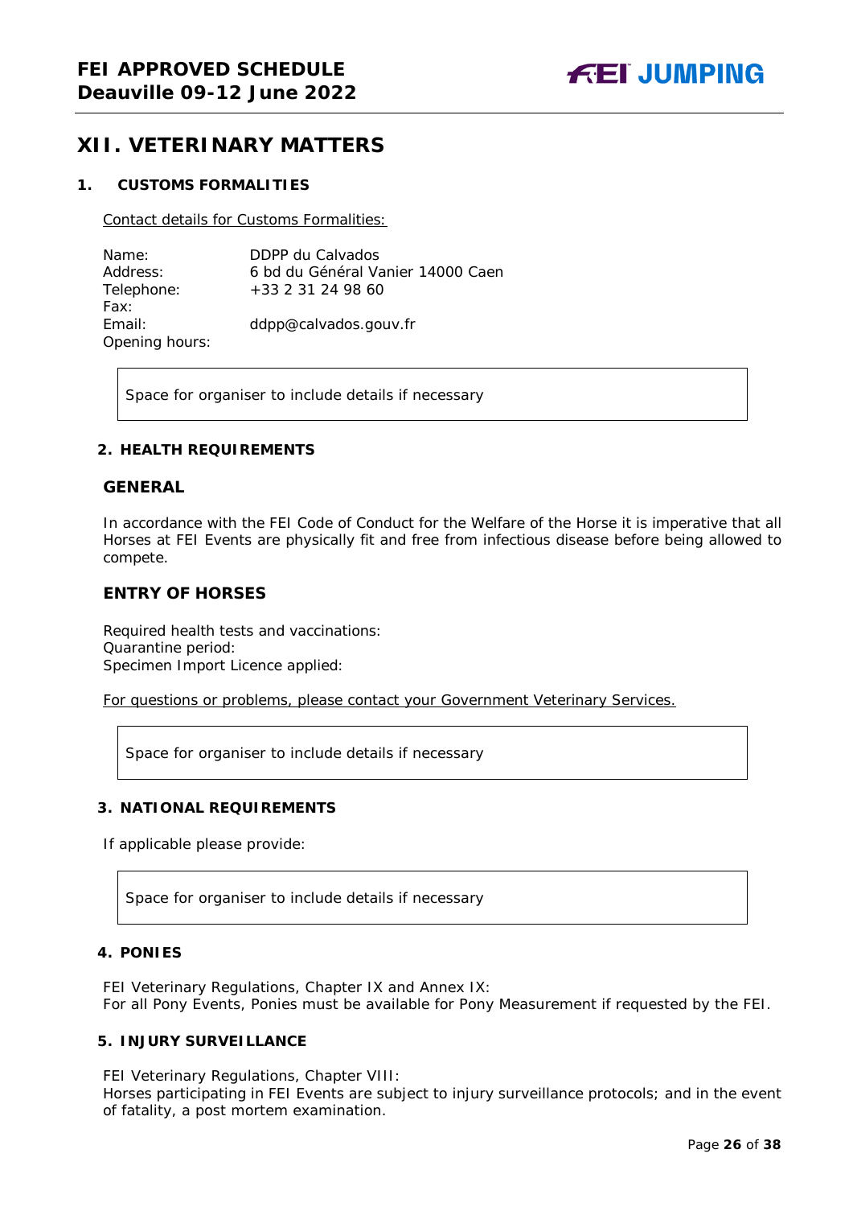## XII. VETERINARY MATTERS

### 1. CUSTOMS FORMALITIES

Contact details for Customs Formalities:

Name: DDPP du Calvados
Address: 6 bd du Général Vanier 14000 Caen
Telephone: +33 2 31 24 98 60
Fax:
Email: ddpp@calvados.gouv.fr
Opening hours:

Space for organiser to include details if necessary

### 2. HEALTH REQUIREMENTS

#### GENERAL

In accordance with the FEI Code of Conduct for the Welfare of the Horse it is imperative that all Horses at FEI Events are physically fit and free from infectious disease before being allowed to compete.

#### ENTRY OF HORSES

Required health tests and vaccinations:
Quarantine period:
Specimen Import Licence applied:

For questions or problems, please contact your Government Veterinary Services.

Space for organiser to include details if necessary

### 3. NATIONAL REQUIREMENTS

If applicable please provide:

Space for organiser to include details if necessary

### 4. PONIES

FEI Veterinary Regulations, Chapter IX and Annex IX:
For all Pony Events, Ponies must be available for Pony Measurement if requested by the FEI.

### 5. INJURY SURVEILLANCE

FEI Veterinary Regulations, Chapter VIII:
Horses participating in FEI Events are subject to injury surveillance protocols; and in the event of fatality, a post mortem examination.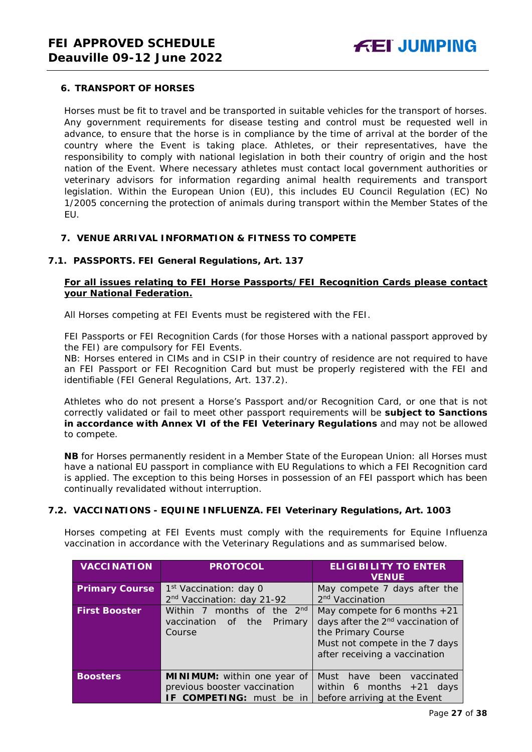## 6. TRANSPORT OF HORSES

Horses must be fit to travel and be transported in suitable vehicles for the transport of horses. Any government requirements for disease testing and control must be requested well in advance, to ensure that the horse is in compliance by the time of arrival at the border of the country where the Event is taking place. Athletes, or their representatives, have the responsibility to comply with national legislation in both their country of origin and the host nation of the Event. Where necessary athletes must contact local government authorities or veterinary advisors for information regarding animal health requirements and transport legislation. Within the European Union (EU), this includes EU Council Regulation (EC) No 1/2005 concerning the protection of animals during transport within the Member States of the EU.

## 7. VENUE ARRIVAL INFORMATION & FITNESS TO COMPETE

### 7.1. PASSPORTS. FEI General Regulations, Art. 137

**For all issues relating to FEI Horse Passports/FEI Recognition Cards please contact your National Federation.**

All Horses competing at FEI Events must be registered with the FEI.

FEI Passports or FEI Recognition Cards (for those Horses with a national passport approved by the FEI) are compulsory for FEI Events.
NB: Horses entered in CIMs and in CSIP in their country of residence are not required to have an FEI Passport or FEI Recognition Card but must be properly registered with the FEI and identifiable (FEI General Regulations, Art. 137.2).

Athletes who do not present a Horse's Passport and/or Recognition Card, or one that is not correctly validated or fail to meet other passport requirements will be **subject to Sanctions in accordance with Annex VI of the FEI Veterinary Regulations** and may not be allowed to compete.

**NB** for Horses permanently resident in a Member State of the European Union: all Horses must have a national EU passport in compliance with EU Regulations to which a FEI Recognition card is applied. The exception to this being Horses in possession of an FEI passport which has been continually revalidated without interruption.

### 7.2. VACCINATIONS - EQUINE INFLUENZA. FEI Veterinary Regulations, Art. 1003

Horses competing at FEI Events must comply with the requirements for Equine Influenza vaccination in accordance with the Veterinary Regulations and as summarised below.

| VACCINATION | PROTOCOL | ELIGIBILITY TO ENTER VENUE |
|---|---|---|
| **Primary Course** | 1st Vaccination: day 0<br>2nd Vaccination: day 21-92 | May compete 7 days after the 2nd Vaccination |
| **First Booster** | Within 7 months of the 2nd vaccination of the Primary Course | May compete for 6 months +21 days after the 2nd vaccination of the Primary Course<br>Must not compete in the 7 days after receiving a vaccination |
| **Boosters** | **MINIMUM:** within one year of previous booster vaccination<br>**IF COMPETING:** must be in | Must have been vaccinated within 6 months +21 days before arriving at the Event |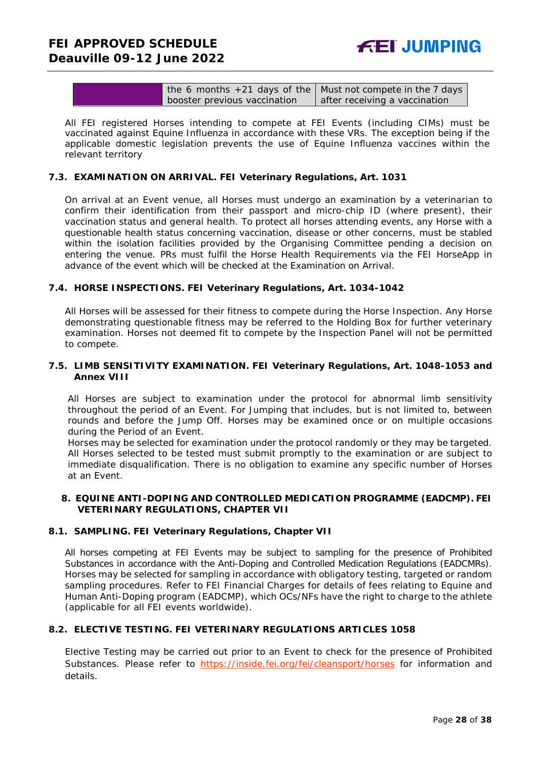| | the 6 months +21 days of the booster previous vaccination | Must not compete in the 7 days after receiving a vaccination |
|---|---|---|

All FEI registered Horses intending to compete at FEI Events (including CIMs) must be vaccinated against Equine Influenza in accordance with these VRs. The exception being if the applicable domestic legislation prevents the use of Equine Influenza vaccines within the relevant territory

### 7.3. EXAMINATION ON ARRIVAL. FEI Veterinary Regulations, Art. 1031

On arrival at an Event venue, all Horses must undergo an examination by a veterinarian to confirm their identification from their passport and micro-chip ID (where present), their vaccination status and general health. To protect all horses attending events, any Horse with a questionable health status concerning vaccination, disease or other concerns, must be stabled within the isolation facilities provided by the Organising Committee pending a decision on entering the venue. PRs must fulfil the Horse Health Requirements via the FEI HorseApp in advance of the event which will be checked at the Examination on Arrival.

### 7.4. HORSE INSPECTIONS. FEI Veterinary Regulations, Art. 1034-1042

All Horses will be assessed for their fitness to compete during the Horse Inspection. Any Horse demonstrating questionable fitness may be referred to the Holding Box for further veterinary examination. Horses not deemed fit to compete by the Inspection Panel will not be permitted to compete.

### 7.5. LIMB SENSITIVITY EXAMINATION. FEI Veterinary Regulations, Art. 1048-1053 and Annex VIII

All Horses are subject to examination under the protocol for abnormal limb sensitivity throughout the period of an Event. For Jumping that includes, but is not limited to, between rounds and before the Jump Off. Horses may be examined once or on multiple occasions during the Period of an Event.
Horses may be selected for examination under the protocol randomly or they may be targeted. All Horses selected to be tested must submit promptly to the examination or are subject to immediate disqualification. There is no obligation to examine any specific number of Horses at an Event.

## 8. EQUINE ANTI-DOPING AND CONTROLLED MEDICATION PROGRAMME (EADCMP). FEI VETERINARY REGULATIONS, CHAPTER VII

### 8.1. SAMPLING. FEI Veterinary Regulations, Chapter VII

All horses competing at FEI Events may be subject to sampling for the presence of Prohibited Substances in accordance with the Anti-Doping and Controlled Medication Regulations (EADCMRs). Horses may be selected for sampling in accordance with obligatory testing, targeted or random sampling procedures. Refer to FEI Financial Charges for details of fees relating to Equine and Human Anti-Doping program (EADCMP), which OCs/NFs have the right to charge to the athlete (applicable for all FEI events worldwide).

### 8.2. ELECTIVE TESTING. FEI VETERINARY REGULATIONS ARTICLES 1058

Elective Testing may be carried out prior to an Event to check for the presence of Prohibited Substances. Please refer to https://inside.fei.org/fei/cleansport/horses for information and details.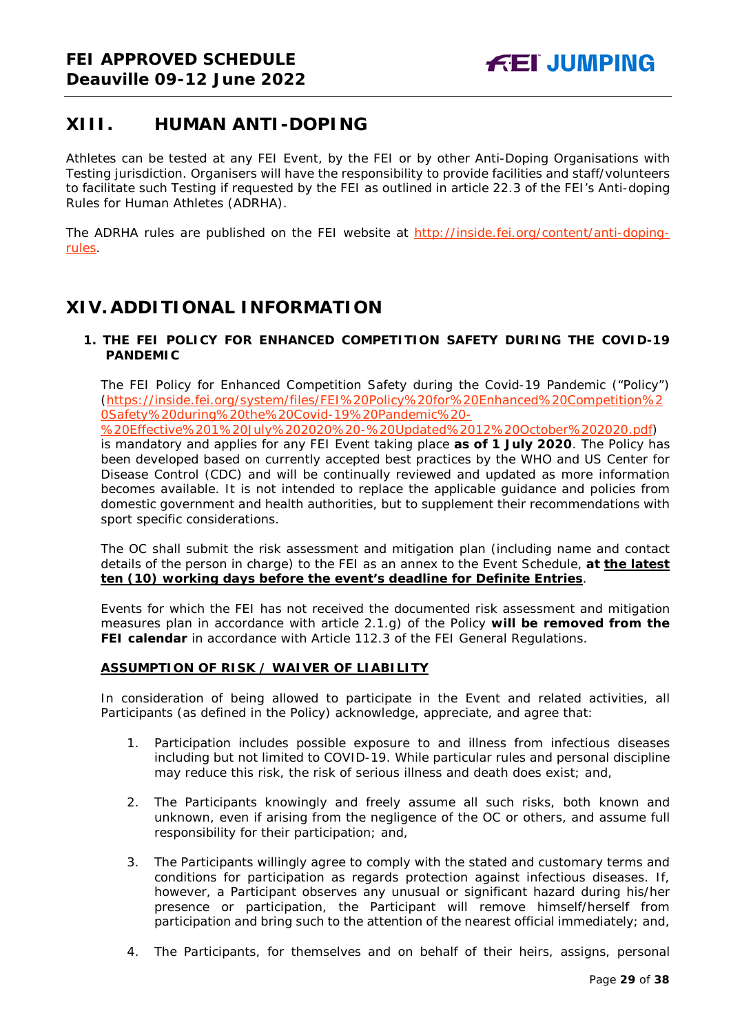## XIII. HUMAN ANTI-DOPING

Athletes can be tested at any FEI Event, by the FEI or by other Anti-Doping Organisations with Testing jurisdiction. Organisers will have the responsibility to provide facilities and staff/volunteers to facilitate such Testing if requested by the FEI as outlined in article 22.3 of the FEI's Anti-doping Rules for Human Athletes (ADRHA).

The ADRHA rules are published on the FEI website at http://inside.fei.org/content/anti-doping-rules.

## XIV. ADDITIONAL INFORMATION

### 1. THE FEI POLICY FOR ENHANCED COMPETITION SAFETY DURING THE COVID-19 PANDEMIC

The FEI Policy for Enhanced Competition Safety during the Covid-19 Pandemic ("Policy") (https://inside.fei.org/system/files/FEI%20Policy%20for%20Enhanced%20Competition%20Safety%20during%20the%20Covid-19%20Pandemic%20-%20Effective%201%20July%202020%20-%20Updated%2012%20October%202020.pdf) is mandatory and applies for any FEI Event taking place **as of 1 July 2020**. The Policy has been developed based on currently accepted best practices by the WHO and US Center for Disease Control (CDC) and will be continually reviewed and updated as more information becomes available. It is not intended to replace the applicable guidance and policies from domestic government and health authorities, but to supplement their recommendations with sport specific considerations.

The OC shall submit the risk assessment and mitigation plan (including name and contact details of the person in charge) to the FEI as an annex to the Event Schedule, **at <u>the latest ten (10) working days before the event's deadline for Definite Entries</u>**.

Events for which the FEI has not received the documented risk assessment and mitigation measures plan in accordance with article 2.1.g) of the Policy **will be removed from the FEI calendar** in accordance with Article 112.3 of the FEI General Regulations.

**<u>ASSUMPTION OF RISK / WAIVER OF LIABILITY</u>**

In consideration of being allowed to participate in the Event and related activities, all Participants (as defined in the Policy) acknowledge, appreciate, and agree that:

1. Participation includes possible exposure to and illness from infectious diseases including but not limited to COVID-19. While particular rules and personal discipline may reduce this risk, the risk of serious illness and death does exist; and,

2. The Participants knowingly and freely assume all such risks, both known and unknown, even if arising from the negligence of the OC or others, and assume full responsibility for their participation; and,

3. The Participants willingly agree to comply with the stated and customary terms and conditions for participation as regards protection against infectious diseases. If, however, a Participant observes any unusual or significant hazard during his/her presence or participation, the Participant will remove himself/herself from participation and bring such to the attention of the nearest official immediately; and,

4. The Participants, for themselves and on behalf of their heirs, assigns, personal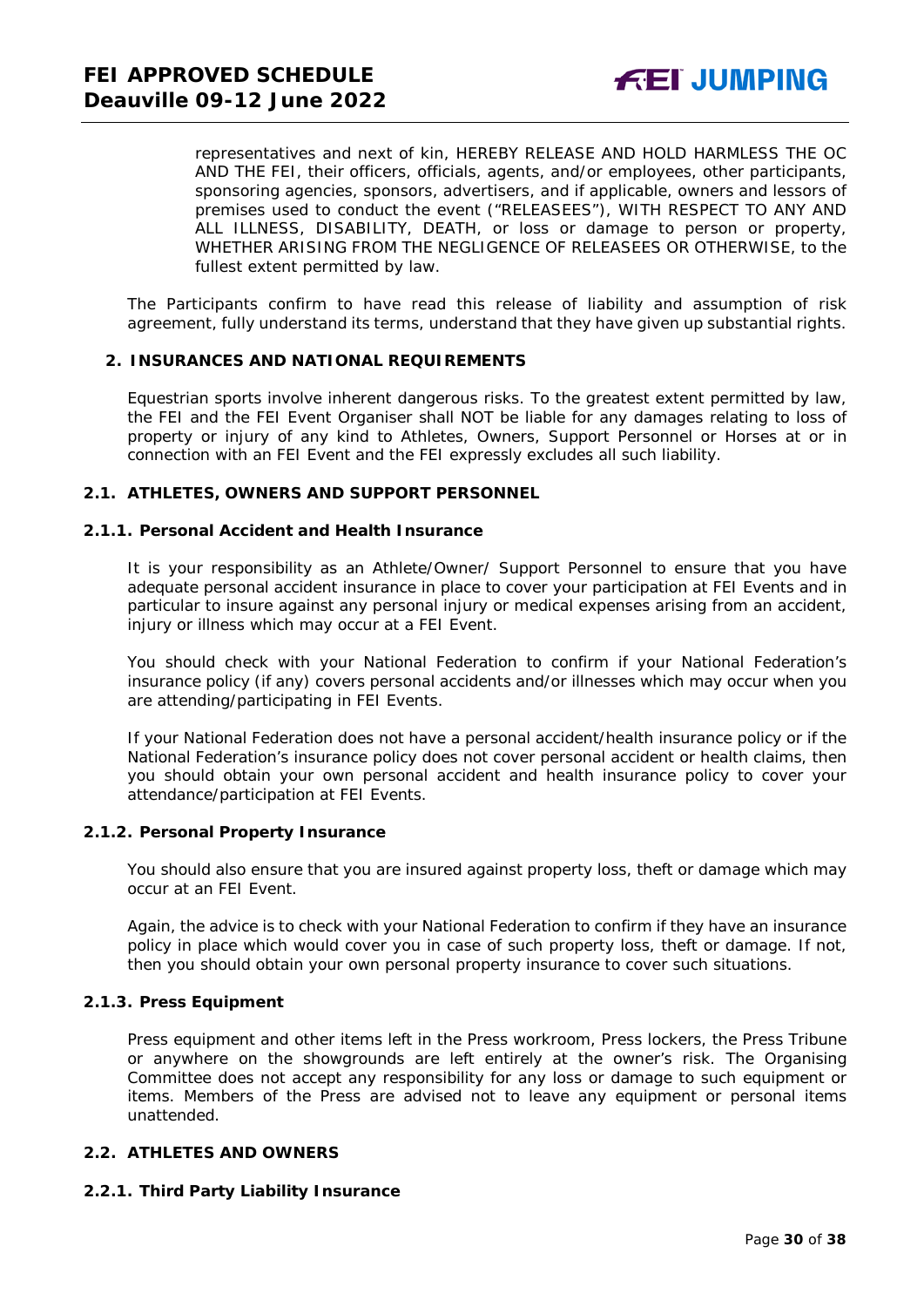representatives and next of kin, HEREBY RELEASE AND HOLD HARMLESS THE OC AND THE FEI, their officers, officials, agents, and/or employees, other participants, sponsoring agencies, sponsors, advertisers, and if applicable, owners and lessors of premises used to conduct the event ("RELEASEES"), WITH RESPECT TO ANY AND ALL ILLNESS, DISABILITY, DEATH, or loss or damage to person or property, WHETHER ARISING FROM THE NEGLIGENCE OF RELEASEES OR OTHERWISE, to the fullest extent permitted by law.

The Participants confirm to have read this release of liability and assumption of risk agreement, fully understand its terms, understand that they have given up substantial rights.

## 2. INSURANCES AND NATIONAL REQUIREMENTS

Equestrian sports involve inherent dangerous risks. To the greatest extent permitted by law, the FEI and the FEI Event Organiser shall NOT be liable for any damages relating to loss of property or injury of any kind to Athletes, Owners, Support Personnel or Horses at or in connection with an FEI Event and the FEI expressly excludes all such liability.

### 2.1. ATHLETES, OWNERS AND SUPPORT PERSONNEL

#### 2.1.1. Personal Accident and Health Insurance

It is your responsibility as an Athlete/Owner/ Support Personnel to ensure that you have adequate personal accident insurance in place to cover your participation at FEI Events and in particular to insure against any personal injury or medical expenses arising from an accident, injury or illness which may occur at a FEI Event.

You should check with your National Federation to confirm if your National Federation's insurance policy (if any) covers personal accidents and/or illnesses which may occur when you are attending/participating in FEI Events.

If your National Federation does not have a personal accident/health insurance policy or if the National Federation's insurance policy does not cover personal accident or health claims, then you should obtain your own personal accident and health insurance policy to cover your attendance/participation at FEI Events.

#### 2.1.2. Personal Property Insurance

You should also ensure that you are insured against property loss, theft or damage which may occur at an FEI Event.

Again, the advice is to check with your National Federation to confirm if they have an insurance policy in place which would cover you in case of such property loss, theft or damage. If not, then you should obtain your own personal property insurance to cover such situations.

#### 2.1.3. Press Equipment

Press equipment and other items left in the Press workroom, Press lockers, the Press Tribune or anywhere on the showgrounds are left entirely at the owner's risk. The Organising Committee does not accept any responsibility for any loss or damage to such equipment or items. Members of the Press are advised not to leave any equipment or personal items unattended.

### 2.2. ATHLETES AND OWNERS

#### 2.2.1. Third Party Liability Insurance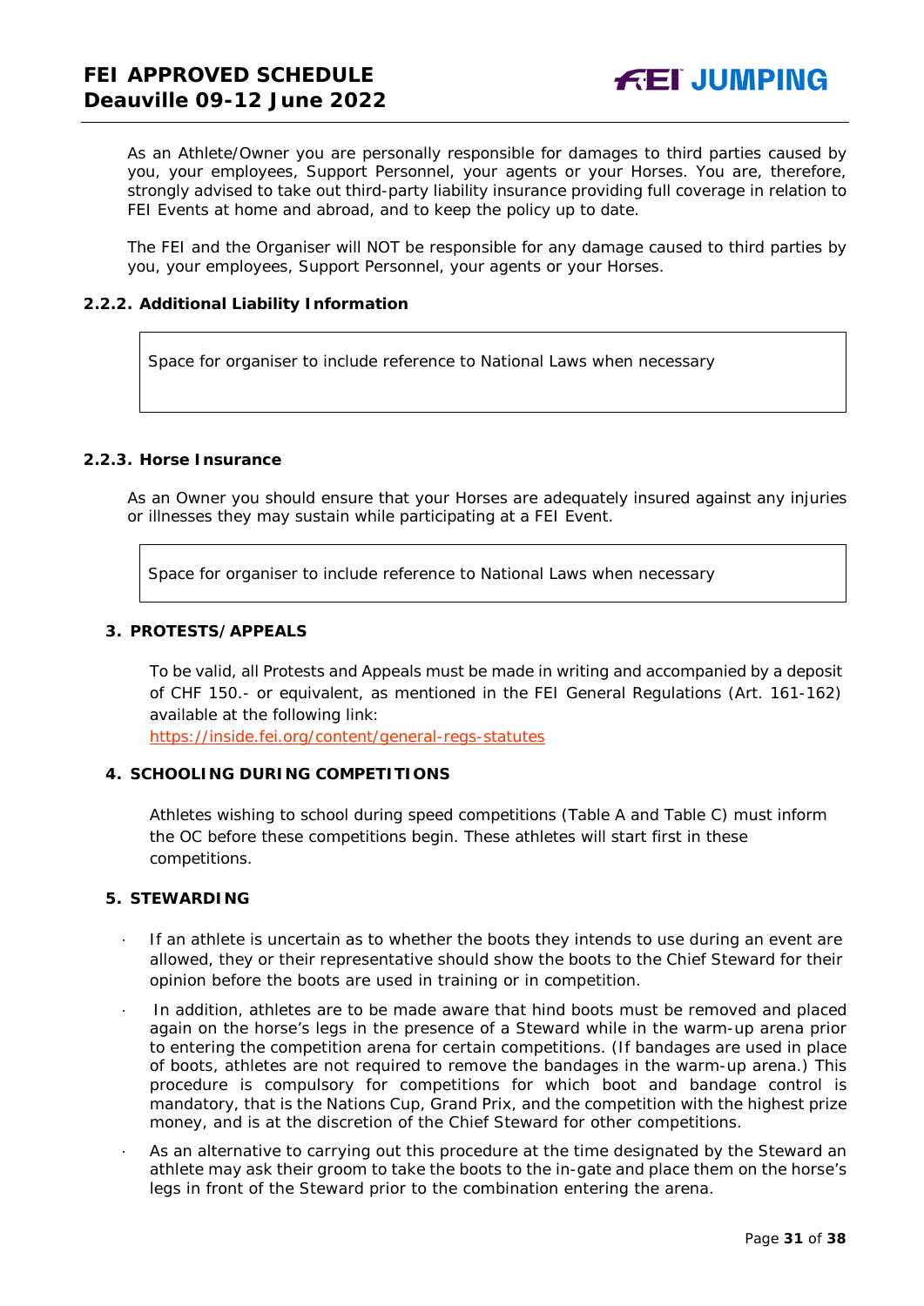As an Athlete/Owner you are personally responsible for damages to third parties caused by you, your employees, Support Personnel, your agents or your Horses. You are, therefore, strongly advised to take out third-party liability insurance providing full coverage in relation to FEI Events at home and abroad, and to keep the policy up to date.

The FEI and the Organiser will NOT be responsible for any damage caused to third parties by you, your employees, Support Personnel, your agents or your Horses.

### 2.2.2. Additional Liability Information

| Space for organiser to include reference to National Laws when necessary |
|---|

### 2.2.3. Horse Insurance

As an Owner you should ensure that your Horses are adequately insured against any injuries or illnesses they may sustain while participating at a FEI Event.

| Space for organiser to include reference to National Laws when necessary |
|---|

## 3. PROTESTS/APPEALS

To be valid, all Protests and Appeals must be made in writing and accompanied by a deposit of CHF 150.- or equivalent, as mentioned in the FEI General Regulations (Art. 161-162) available at the following link:
https://inside.fei.org/content/general-regs-statutes

## 4. SCHOOLING DURING COMPETITIONS

Athletes wishing to school during speed competitions (Table A and Table C) must inform the OC before these competitions begin. These athletes will start first in these competitions.

## 5. STEWARDING

- If an athlete is uncertain as to whether the boots they intends to use during an event are allowed, they or their representative should show the boots to the Chief Steward for their opinion before the boots are used in training or in competition.
- In addition, athletes are to be made aware that hind boots must be removed and placed again on the horse's legs in the presence of a Steward while in the warm-up arena prior to entering the competition arena for certain competitions. (If bandages are used in place of boots, athletes are not required to remove the bandages in the warm-up arena.) This procedure is compulsory for competitions for which boot and bandage control is mandatory, that is the Nations Cup, Grand Prix, and the competition with the highest prize money, and is at the discretion of the Chief Steward for other competitions.
- As an alternative to carrying out this procedure at the time designated by the Steward an athlete may ask their groom to take the boots to the in-gate and place them on the horse's legs in front of the Steward prior to the combination entering the arena.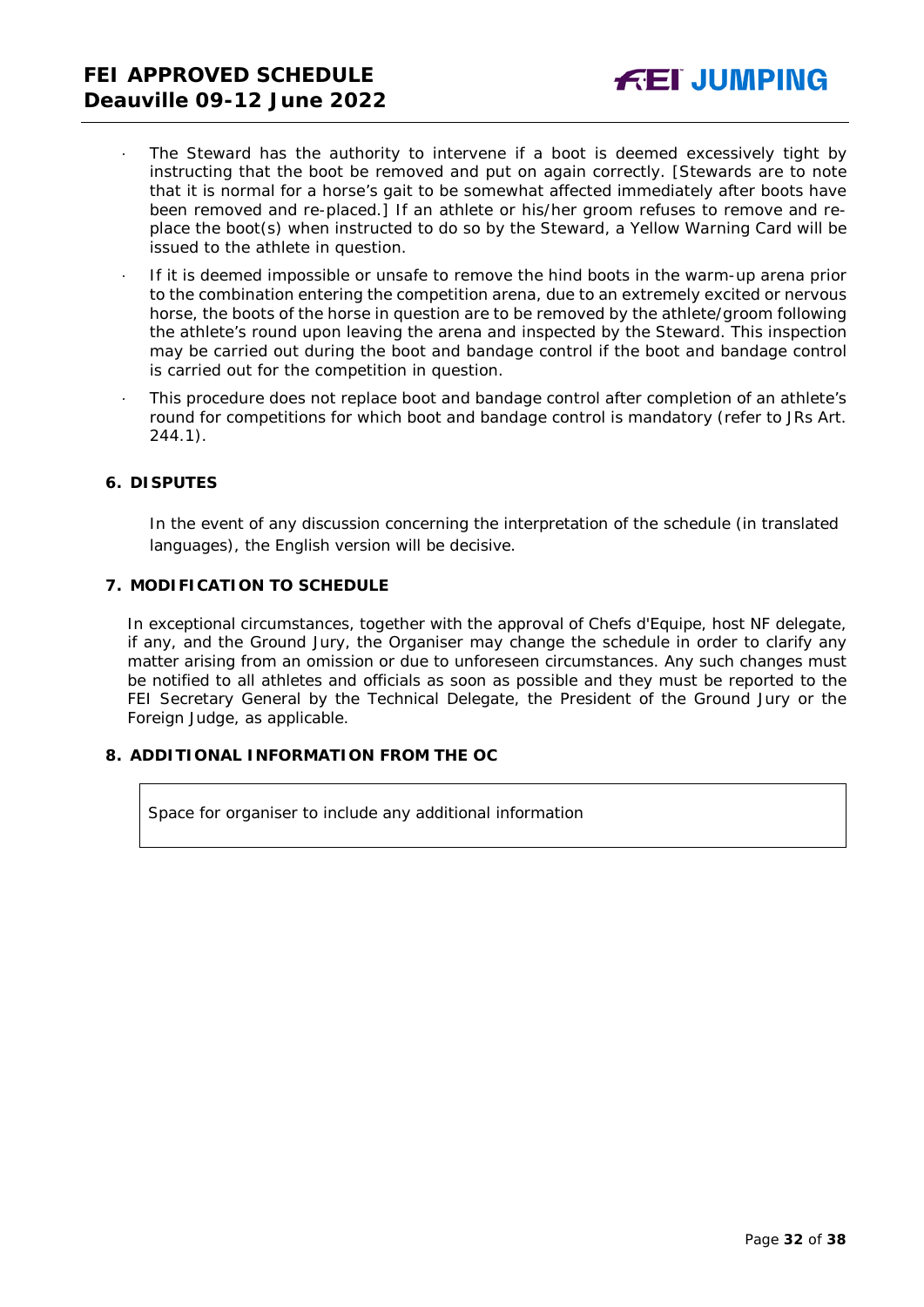- The Steward has the authority to intervene if a boot is deemed excessively tight by instructing that the boot be removed and put on again correctly. [Stewards are to note that it is normal for a horse's gait to be somewhat affected immediately after boots have been removed and re-placed.] If an athlete or his/her groom refuses to remove and re-place the boot(s) when instructed to do so by the Steward, a Yellow Warning Card will be issued to the athlete in question.
- If it is deemed impossible or unsafe to remove the hind boots in the warm-up arena prior to the combination entering the competition arena, due to an extremely excited or nervous horse, the boots of the horse in question are to be removed by the athlete/groom following the athlete's round upon leaving the arena and inspected by the Steward. This inspection may be carried out during the boot and bandage control if the boot and bandage control is carried out for the competition in question.
- This procedure does not replace boot and bandage control after completion of an athlete's round for competitions for which boot and bandage control is mandatory (refer to JRs Art. 244.1).

## 6. DISPUTES

In the event of any discussion concerning the interpretation of the schedule (in translated languages), the English version will be decisive.

## 7. MODIFICATION TO SCHEDULE

In exceptional circumstances, together with the approval of Chefs d'Equipe, host NF delegate, if any, and the Ground Jury, the Organiser may change the schedule in order to clarify any matter arising from an omission or due to unforeseen circumstances. Any such changes must be notified to all athletes and officials as soon as possible and they must be reported to the FEI Secretary General by the Technical Delegate, the President of the Ground Jury or the Foreign Judge, as applicable.

## 8. ADDITIONAL INFORMATION FROM THE OC

| Space for organiser to include any additional information |
|---|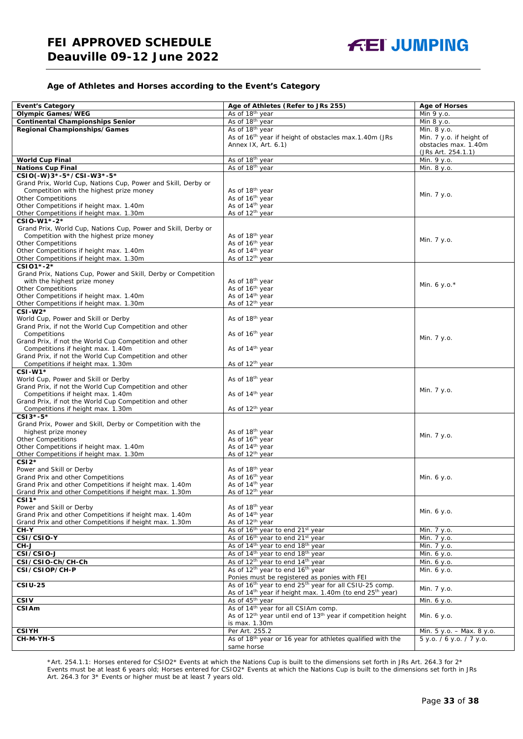### Age of Athletes and Horses according to the Event's Category

| Event's Category | Age of Athletes (Refer to JRs 255) | Age of Horses |
|---|---|---|
| **Olympic Games/WEG** | As of 18th year | Min 9 y.o. |
| **Continental Championships Senior** | As of 18th year | Min 8 y.o. |
| **Regional Championships/Games** | As of 18th year<br>As of 16th year if height of obstacles max.1.40m (JRs Annex IX, Art. 6.1) | Min. 8 y.o.<br>Min. 7 y.o. if height of obstacles max. 1.40m (JRs Art. 254.1.1) |
| **World Cup Final** | As of 18th year | Min. 9 y.o. |
| **Nations Cup Final** | As of 18th year | Min. 8 y.o. |
| **CSIO(-W)3*-5*/CSI-W3*-5***<br>Grand Prix, World Cup, Nations Cup, Power and Skill, Derby or Competition with the highest prize money<br>Other Competitions<br>Other Competitions if height max. 1.40m<br>Other Competitions if height max. 1.30m | <br>As of 18th year<br>As of 16th year<br>As of 14th year<br>As of 12th year | Min. 7 y.o. |
| **CSIO-W1*-2***<br>Grand Prix, World Cup, Nations Cup, Power and Skill, Derby or Competition with the highest prize money<br>Other Competitions<br>Other Competitions if height max. 1.40m<br>Other Competitions if height max. 1.30m | <br>As of 18th year<br>As of 16th year<br>As of 14th year<br>As of 12th year | Min. 7 y.o. |
| **CSIO1*-2***<br>Grand Prix, Nations Cup, Power and Skill, Derby or Competition with the highest prize money<br>Other Competitions<br>Other Competitions if height max. 1.40m<br>Other Competitions if height max. 1.30m | <br>As of 18th year<br>As of 16th year<br>As of 14th year<br>As of 12th year | Min. 6 y.o.* |
| **CSI-W2***<br>World Cup, Power and Skill or Derby<br>Grand Prix, if not the World Cup Competition and other Competitions<br>Grand Prix, if not the World Cup Competition and other Competitions if height max. 1.40m<br>Grand Prix, if not the World Cup Competition and other Competitions if height max. 1.30m | <br>As of 18th year<br>As of 16th year<br>As of 14th year<br>As of 12th year | Min. 7 y.o. |
| **CSI-W1***<br>World Cup, Power and Skill or Derby<br>Grand Prix, if not the World Cup Competition and other Competitions if height max. 1.40m<br>Grand Prix, if not the World Cup Competition and other Competitions if height max. 1.30m | <br>As of 18th year<br>As of 14th year<br>As of 12th year | Min. 7 y.o. |
| **CSI3*-5***<br>Grand Prix, Power and Skill, Derby or Competition with the highest prize money<br>Other Competitions<br>Other Competitions if height max. 1.40m<br>Other Competitions if height max. 1.30m | <br>As of 18th year<br>As of 16th year<br>As of 14th year<br>As of 12th year | Min. 7 y.o. |
| **CSI2***<br>Power and Skill or Derby<br>Grand Prix and other Competitions<br>Grand Prix and other Competitions if height max. 1.40m<br>Grand Prix and other Competitions if height max. 1.30m | <br>As of 18th year<br>As of 16th year<br>As of 14th year<br>As of 12th year | Min. 6 y.o. |
| **CSI1***<br>Power and Skill or Derby<br>Grand Prix and other Competitions if height max. 1.40m<br>Grand Prix and other Competitions if height max. 1.30m | <br>As of 18th year<br>As of 14th year<br>As of 12th year | Min. 6 y.o. |
| **CH-Y** | As of 16th year to end 21st year | Min. 7 y.o. |
| **CSI/CSIO-Y** | As of 16th year to end 21st year | Min. 7 y.o. |
| **CH-J** | As of 14th year to end 18th year | Min. 7 y.o. |
| **CSI/CSIO-J** | As of 14th year to end 18th year | Min. 6 y.o. |
| **CSI/CSIO-Ch/CH-Ch** | As of 12th year to end 14th year | Min. 6 y.o. |
| **CSI/CSIOP/CH-P** | As of 12th year to end 16th year<br>Ponies must be registered as ponies with FEI | Min. 6 y.o. |
| **CSIU-25** | As of 16th year to end 25th year for all CSIU-25 comp.<br>As of 14th year if height max. 1.40m (to end 25th year) | Min. 7 y.o. |
| **CSIV** | As of 45th year | Min. 6 y.o. |
| **CSIAm** | As of 14th year for all CSIAm comp.<br>As of 12th year until end of 13th year if competition height is max. 1.30m | Min. 6 y.o. |
| **CSIYH** | Per Art. 255.2 | Min. 5 y.o. – Max. 8 y.o. |
| **CH-M-YH-S** | As of 18th year or 16 year for athletes qualified with the same horse | 5 y.o. / 6 y.o. / 7 y.o. |

*Art. 254.1.1: Horses entered for CSIO2* Events at which the Nations Cup is built to the dimensions set forth in JRs Art. 264.3 for 2* Events must be at least 6 years old; Horses entered for CSIO2* Events at which the Nations Cup is built to the dimensions set forth in JRs Art. 264.3 for 3* Events or higher must be at least 7 years old.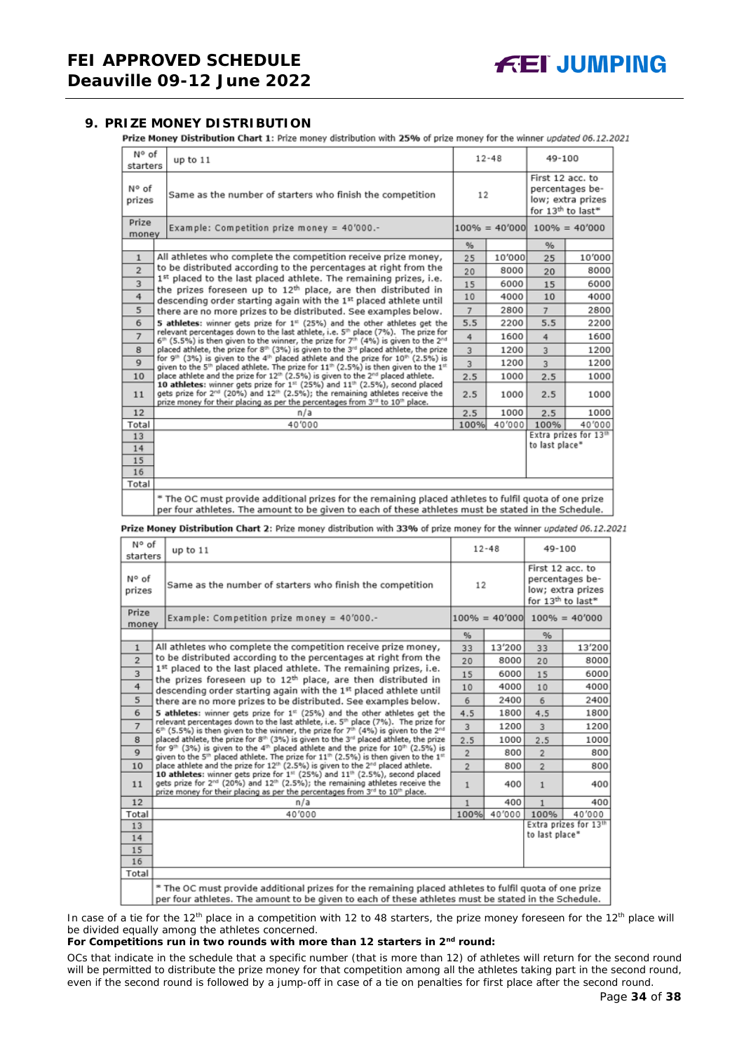## 9. PRIZE MONEY DISTRIBUTION

**Prize Money Distribution Chart 1**: Prize money distribution with **25%** of prize money for the winner *updated 06.12.2021*

| N° of starters | up to 11 | 12-48 | | 49-100 | |
|---|---|---|---|---|---|
| N° of prizes | Same as the number of starters who finish the competition | 12 | | First 12 acc. to percentages below; extra prizes for 13th to last* | |
| Prize money | Example: Competition prize money = 40'000.- | 100% = 40'000 | | 100% = 40'000 | |
| | | % | | % | |
| 1 | All athletes who complete the competition receive prize money, to be distributed according to the percentages at right from the 1st placed to the last placed athlete. The remaining prizes, i.e. the prizes foreseen up to 12th place, are then distributed in descending order starting again with the 1st placed athlete until there are no more prizes to be distributed. See examples below. **5 athletes**: winner gets prize for 1st (25%) and the other athletes get the relevant percentages down to the last athlete, i.e. 5th place (7%). The prize for 6th (5.5%) is then given to the winner, the prize for 7th (4%) is given to the 2nd placed athlete, the prize for 8th (3%) is given to the 3rd placed athlete, the prize for 9th (3%) is given to the 4th placed athlete and the prize for 10th (2.5%) is given to the 5th placed athlete. The prize for 11th (2.5%) is then given to the 1st place athlete and the prize for 12th (2.5%) is given to the 2nd placed athlete. **10 athletes**: winner gets prize for 1st (25%) and 11th (2.5%), second placed gets prize for 2nd (20%) and 12th (2.5%); the remaining athletes receive the prize money for their placing as per the percentages from 3rd to 10th place. | 25 | 10'000 | 25 | 10'000 |
| 2 | | 20 | 8000 | 20 | 8000 |
| 3 | | 15 | 6000 | 15 | 6000 |
| 4 | | 10 | 4000 | 10 | 4000 |
| 5 | | 7 | 2800 | 7 | 2800 |
| 6 | | 5.5 | 2200 | 5.5 | 2200 |
| 7 | | 4 | 1600 | 4 | 1600 |
| 8 | | 3 | 1200 | 3 | 1200 |
| 9 | | 3 | 1200 | 3 | 1200 |
| 10 | | 2.5 | 1000 | 2.5 | 1000 |
| 11 | | 2.5 | 1000 | 2.5 | 1000 |
| 12 | n/a | 2.5 | 1000 | 2.5 | 1000 |
| Total | 40'000 | 100% | 40'000 | 100% | 40'000 |
| 13 | | | | Extra prizes for 13th to last place* | |
| 14 | | | | | |
| 15 | | | | | |
| 16 | | | | | |
| Total | | | | | |
| | * The OC must provide additional prizes for the remaining placed athletes to fulfil quota of one prize per four athletes. The amount to be given to each of these athletes must be stated in the Schedule. | | | | |

**Prize Money Distribution Chart 2**: Prize money distribution with **33%** of prize money for the winner *updated 06.12.2021*

| N° of starters | up to 11 | 12-48 | | 49-100 | |
|---|---|---|---|---|---|
| N° of prizes | Same as the number of starters who finish the competition | 12 | | First 12 acc. to percentages below; extra prizes for 13th to last* | |
| Prize money | Example: Competition prize money = 40'000.- | 100% = 40'000 | | 100% = 40'000 | |
| | | % | | % | |
| 1 | All athletes who complete the competition receive prize money, to be distributed according to the percentages at right from the 1st placed to the last placed athlete. The remaining prizes, i.e. the prizes foreseen up to 12th place, are then distributed in descending order starting again with the 1st placed athlete until there are no more prizes to be distributed. See examples below. **5 athletes**: winner gets prize for 1st (25%) and the other athletes get the relevant percentages down to the last athlete, i.e. 5th place (7%). The prize for 6th (5.5%) is then given to the winner, the prize for 7th (4%) is given to the 2nd placed athlete, the prize for 8th (3%) is given to the 3rd placed athlete, the prize for 9th (3%) is given to the 4th placed athlete and the prize for 10th (2.5%) is given to the 5th placed athlete. The prize for 11th (2.5%) is then given to the 1st place athlete and the prize for 12th (2.5%) is given to the 2nd placed athlete. **10 athletes**: winner gets prize for 1st (25%) and 11th (2.5%), second placed gets prize for 2nd (20%) and 12th (2.5%); the remaining athletes receive the prize money for their placing as per the percentages from 3rd to 10th place. | 33 | 13'200 | 33 | 13'200 |
| 2 | | 20 | 8000 | 20 | 8000 |
| 3 | | 15 | 6000 | 15 | 6000 |
| 4 | | 10 | 4000 | 10 | 4000 |
| 5 | | 6 | 2400 | 6 | 2400 |
| 6 | | 4.5 | 1800 | 4.5 | 1800 |
| 7 | | 3 | 1200 | 3 | 1200 |
| 8 | | 2.5 | 1000 | 2.5 | 1000 |
| 9 | | 2 | 800 | 2 | 800 |
| 10 | | 2 | 800 | 2 | 800 |
| 11 | | 1 | 400 | 1 | 400 |
| 12 | n/a | 1 | 400 | 1 | 400 |
| Total | 40'000 | 100% | 40'000 | 100% | 40'000 |
| 13 | | | | Extra prizes for 13th to last place* | |
| 14 | | | | | |
| 15 | | | | | |
| 16 | | | | | |
| Total | | | | | |
| | * The OC must provide additional prizes for the remaining placed athletes to fulfil quota of one prize per four athletes. The amount to be given to each of these athletes must be stated in the Schedule. | | | | |

In case of a tie for the 12th place in a competition with 12 to 48 starters, the prize money foreseen for the 12th place will be divided equally among the athletes concerned.

**For Competitions run in two rounds with more than 12 starters in 2nd round:**

OCs that indicate in the schedule that a specific number (that is more than 12) of athletes will return for the second round will be permitted to distribute the prize money for that competition among all the athletes taking part in the second round, even if the second round is followed by a jump-off in case of a tie on penalties for first place after the second round.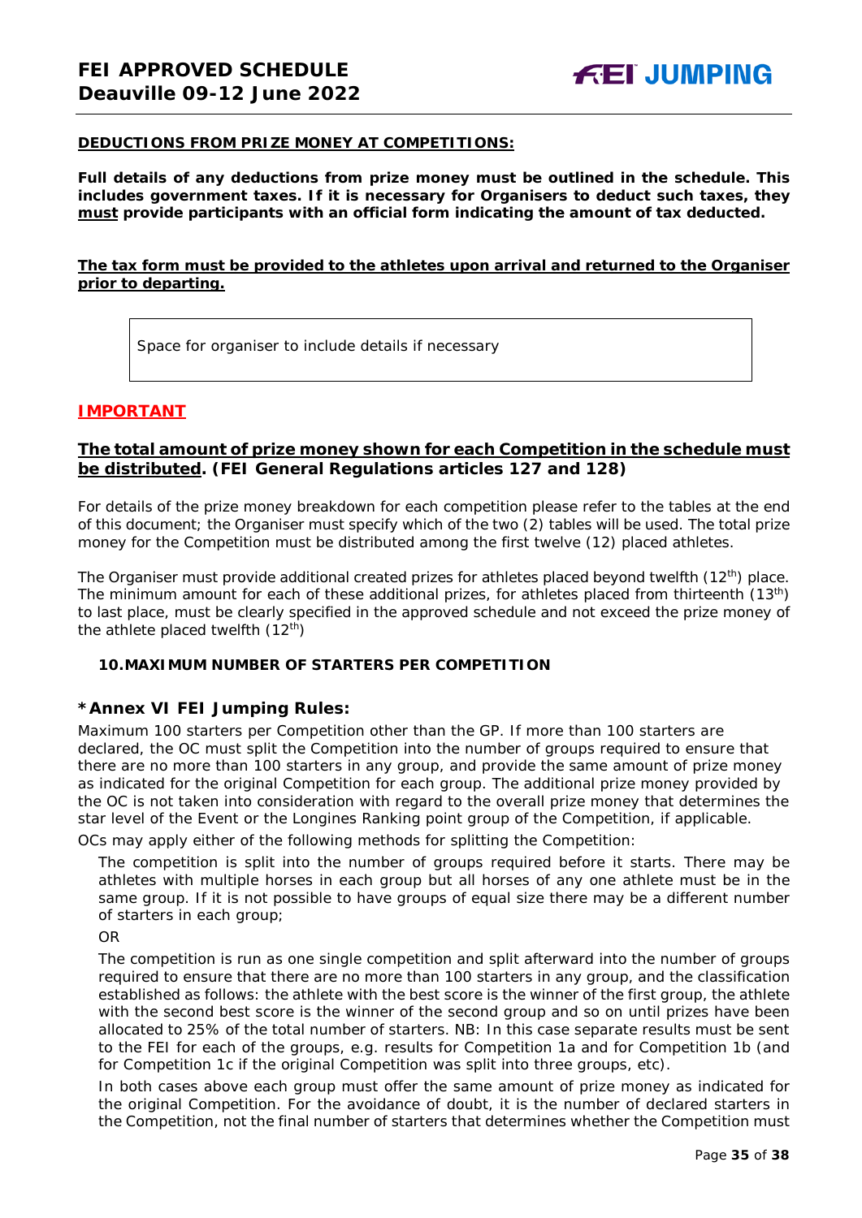**DEDUCTIONS FROM PRIZE MONEY AT COMPETITIONS:**

**Full details of any deductions from prize money must be outlined in the schedule. This includes government taxes. If it is necessary for Organisers to deduct such taxes, they must provide participants with an official form indicating the amount of tax deducted.**

**The tax form must be provided to the athletes upon arrival and returned to the Organiser prior to departing.**

| Space for organiser to include details if necessary |
|---|

**IMPORTANT**

**The total amount of prize money shown for each Competition in the schedule must be distributed. (FEI General Regulations articles 127 and 128)**

For details of the prize money breakdown for each competition please refer to the tables at the end of this document; the Organiser must specify which of the two (2) tables will be used. The total prize money for the Competition must be distributed among the first twelve (12) placed athletes.

The Organiser must provide additional created prizes for athletes placed beyond twelfth (12th) place. The minimum amount for each of these additional prizes, for athletes placed from thirteenth (13th) to last place, must be clearly specified in the approved schedule and not exceed the prize money of the athlete placed twelfth (12th)

### 10. MAXIMUM NUMBER OF STARTERS PER COMPETITION

### *Annex VI FEI Jumping Rules:

Maximum 100 starters per Competition other than the GP. If more than 100 starters are declared, the OC must split the Competition into the number of groups required to ensure that there are no more than 100 starters in any group, and provide the same amount of prize money as indicated for the original Competition for each group. The additional prize money provided by the OC is not taken into consideration with regard to the overall prize money that determines the star level of the Event or the Longines Ranking point group of the Competition, if applicable.

OCs may apply either of the following methods for splitting the Competition:

The competition is split into the number of groups required before it starts. There may be athletes with multiple horses in each group but all horses of any one athlete must be in the same group. If it is not possible to have groups of equal size there may be a different number of starters in each group;

OR

The competition is run as one single competition and split afterward into the number of groups required to ensure that there are no more than 100 starters in any group, and the classification established as follows: the athlete with the best score is the winner of the first group, the athlete with the second best score is the winner of the second group and so on until prizes have been allocated to 25% of the total number of starters. NB: In this case separate results must be sent to the FEI for each of the groups, e.g. results for Competition 1a and for Competition 1b (and for Competition 1c if the original Competition was split into three groups, etc).

In both cases above each group must offer the same amount of prize money as indicated for the original Competition. For the avoidance of doubt, it is the number of declared starters in the Competition, not the final number of starters that determines whether the Competition must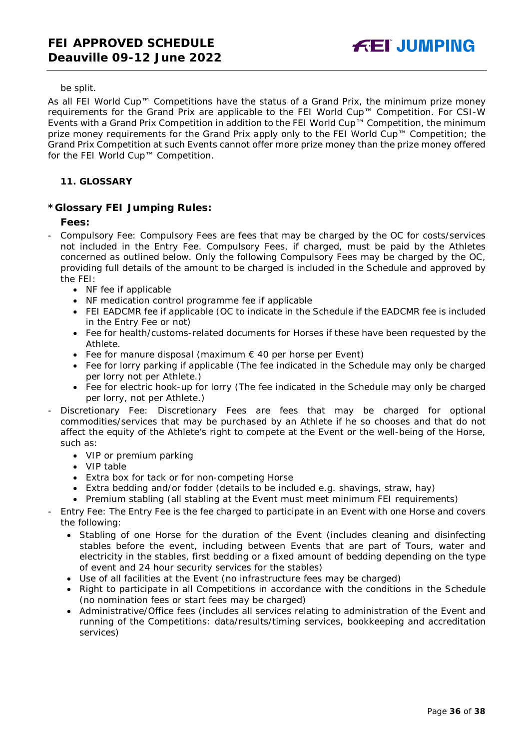be split.

As all FEI World Cup™ Competitions have the status of a Grand Prix, the minimum prize money requirements for the Grand Prix are applicable to the FEI World Cup™ Competition. For CSI-W Events with a Grand Prix Competition in addition to the FEI World Cup™ Competition, the minimum prize money requirements for the Grand Prix apply only to the FEI World Cup™ Competition; the Grand Prix Competition at such Events cannot offer more prize money than the prize money offered for the FEI World Cup™ Competition.

## 11. GLOSSARY

### *Glossary FEI Jumping Rules:

**Fees:**

- Compulsory Fee: Compulsory Fees are fees that may be charged by the OC for costs/services not included in the Entry Fee. Compulsory Fees, if charged, must be paid by the Athletes concerned as outlined below. Only the following Compulsory Fees may be charged by the OC, providing full details of the amount to be charged is included in the Schedule and approved by the FEI:
  - NF fee if applicable
  - NF medication control programme fee if applicable
  - FEI EADCMR fee if applicable (OC to indicate in the Schedule if the EADCMR fee is included in the Entry Fee or not)
  - Fee for health/customs-related documents for Horses if these have been requested by the Athlete.
  - Fee for manure disposal (maximum € 40 per horse per Event)
  - Fee for lorry parking if applicable (The fee indicated in the Schedule may only be charged per lorry not per Athlete.)
  - Fee for electric hook-up for lorry (The fee indicated in the Schedule may only be charged per lorry, not per Athlete.)
- Discretionary Fee: Discretionary Fees are fees that may be charged for optional commodities/services that may be purchased by an Athlete if he so chooses and that do not affect the equity of the Athlete's right to compete at the Event or the well-being of the Horse, such as:
  - VIP or premium parking
  - VIP table
  - Extra box for tack or for non-competing Horse
  - Extra bedding and/or fodder (details to be included e.g. shavings, straw, hay)
  - Premium stabling (all stabling at the Event must meet minimum FEI requirements)
- Entry Fee: The Entry Fee is the fee charged to participate in an Event with one Horse and covers the following:
  - Stabling of one Horse for the duration of the Event (includes cleaning and disinfecting stables before the event, including between Events that are part of Tours, water and electricity in the stables, first bedding or a fixed amount of bedding depending on the type of event and 24 hour security services for the stables)
  - Use of all facilities at the Event (no infrastructure fees may be charged)
  - Right to participate in all Competitions in accordance with the conditions in the Schedule (no nomination fees or start fees may be charged)
  - Administrative/Office fees (includes all services relating to administration of the Event and running of the Competitions: data/results/timing services, bookkeeping and accreditation services)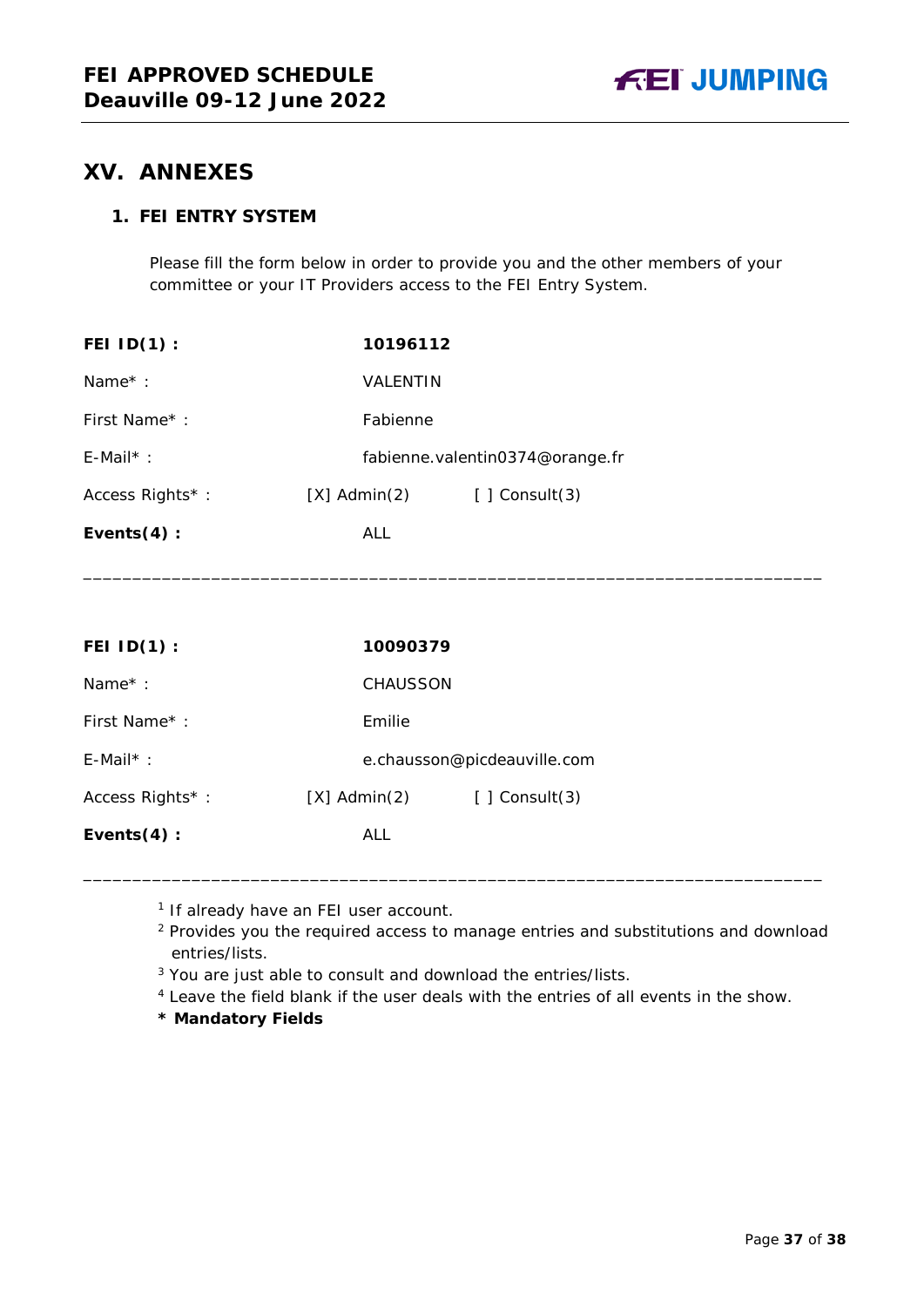# XV. ANNEXES

## 1. FEI ENTRY SYSTEM

Please fill the form below in order to provide you and the other members of your committee or your IT Providers access to the FEI Entry System.

**FEI ID(1) :** **10196112**

Name* : VALENTIN

First Name* : Fabienne

E-Mail* : fabienne.valentin0374@orange.fr

Access Rights* : [X] Admin(2) [ ] Consult(3)

**Events(4) :** ALL

___

**FEI ID(1) :** **10090379**

Name* : CHAUSSON

First Name* : Emilie

E-Mail* : e.chausson@picdeauville.com

Access Rights* : [X] Admin(2) [ ] Consult(3)

**Events(4) :** ALL

___

[1] If already have an FEI user account.

[2] Provides you the required access to manage entries and substitutions and download entries/lists.

[3] You are just able to consult and download the entries/lists.

[4] Leave the field blank if the user deals with the entries of all events in the show.

**\* Mandatory Fields**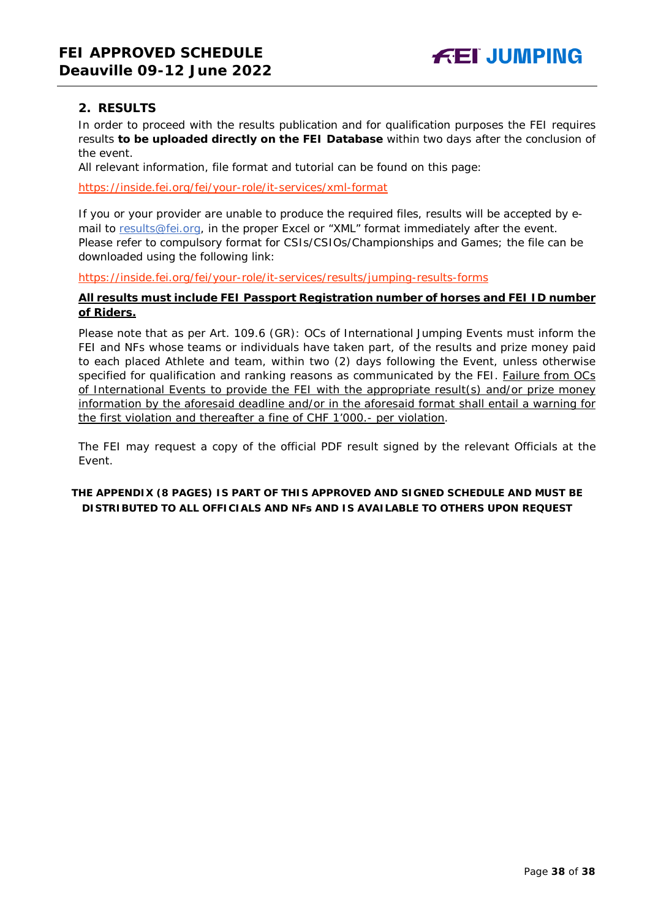## 2. RESULTS

In order to proceed with the results publication and for qualification purposes the FEI requires results **to be uploaded directly on the FEI Database** within two days after the conclusion of the event.

All relevant information, file format and tutorial can be found on this page:

https://inside.fei.org/fei/your-role/it-services/xml-format

If you or your provider are unable to produce the required files, results will be accepted by e-mail to results@fei.org, in the proper Excel or "XML" format immediately after the event. Please refer to compulsory format for CSIs/CSIOs/Championships and Games; the file can be downloaded using the following link:

https://inside.fei.org/fei/your-role/it-services/results/jumping-results-forms

**All results must include FEI Passport Registration number of horses and FEI ID number of Riders.**

Please note that as per Art. 109.6 (GR): OCs of International Jumping Events must inform the FEI and NFs whose teams or individuals have taken part, of the results and prize money paid to each placed Athlete and team, within two (2) days following the Event, unless otherwise specified for qualification and ranking reasons as communicated by the FEI. Failure from OCs of International Events to provide the FEI with the appropriate result(s) and/or prize money information by the aforesaid deadline and/or in the aforesaid format shall entail a warning for the first violation and thereafter a fine of CHF 1'000.- per violation.

The FEI may request a copy of the official PDF result signed by the relevant Officials at the Event.

**THE APPENDIX (8 PAGES) IS PART OF THIS APPROVED AND SIGNED SCHEDULE AND MUST BE DISTRIBUTED TO ALL OFFICIALS AND NFs AND IS AVAILABLE TO OTHERS UPON REQUEST**